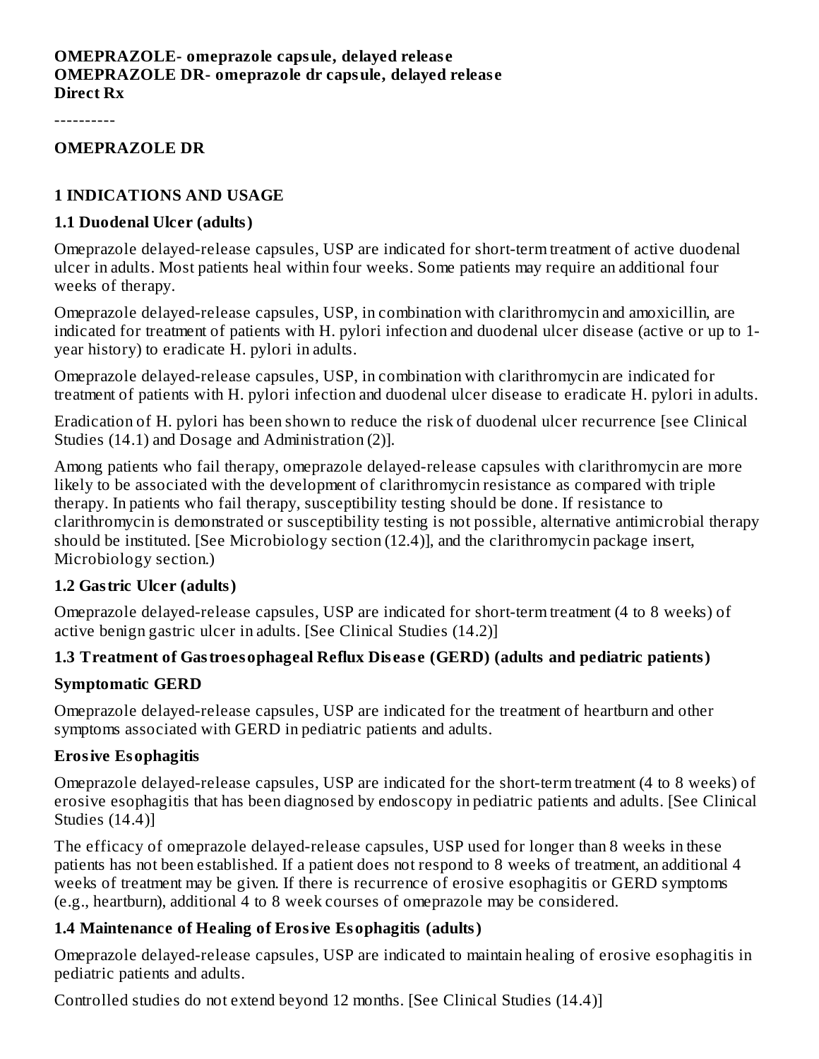**OMEPRAZOLE- omeprazole capsule, delayed release**
**OMEPRAZOLE DR- omeprazole dr capsule, delayed release**
**Direct Rx**

----------

**OMEPRAZOLE DR**

## 1 INDICATIONS AND USAGE

### 1.1 Duodenal Ulcer (adults)

Omeprazole delayed-release capsules, USP are indicated for short-term treatment of active duodenal ulcer in adults. Most patients heal within four weeks. Some patients may require an additional four weeks of therapy.

Omeprazole delayed-release capsules, USP, in combination with clarithromycin and amoxicillin, are indicated for treatment of patients with H. pylori infection and duodenal ulcer disease (active or up to 1-year history) to eradicate H. pylori in adults.

Omeprazole delayed-release capsules, USP, in combination with clarithromycin are indicated for treatment of patients with H. pylori infection and duodenal ulcer disease to eradicate H. pylori in adults.

Eradication of H. pylori has been shown to reduce the risk of duodenal ulcer recurrence [see Clinical Studies (14.1) and Dosage and Administration (2)].

Among patients who fail therapy, omeprazole delayed-release capsules with clarithromycin are more likely to be associated with the development of clarithromycin resistance as compared with triple therapy. In patients who fail therapy, susceptibility testing should be done. If resistance to clarithromycin is demonstrated or susceptibility testing is not possible, alternative antimicrobial therapy should be instituted. [See Microbiology section (12.4)], and the clarithromycin package insert, Microbiology section.)

### 1.2 Gastric Ulcer (adults)

Omeprazole delayed-release capsules, USP are indicated for short-term treatment (4 to 8 weeks) of active benign gastric ulcer in adults. [See Clinical Studies (14.2)]

### 1.3 Treatment of Gastroesophageal Reflux Disease (GERD) (adults and pediatric patients)

**Symptomatic GERD**

Omeprazole delayed-release capsules, USP are indicated for the treatment of heartburn and other symptoms associated with GERD in pediatric patients and adults.

**Erosive Esophagitis**

Omeprazole delayed-release capsules, USP are indicated for the short-term treatment (4 to 8 weeks) of erosive esophagitis that has been diagnosed by endoscopy in pediatric patients and adults. [See Clinical Studies (14.4)]

The efficacy of omeprazole delayed-release capsules, USP used for longer than 8 weeks in these patients has not been established. If a patient does not respond to 8 weeks of treatment, an additional 4 weeks of treatment may be given. If there is recurrence of erosive esophagitis or GERD symptoms (e.g., heartburn), additional 4 to 8 week courses of omeprazole may be considered.

### 1.4 Maintenance of Healing of Erosive Esophagitis (adults)

Omeprazole delayed-release capsules, USP are indicated to maintain healing of erosive esophagitis in pediatric patients and adults.

Controlled studies do not extend beyond 12 months. [See Clinical Studies (14.4)]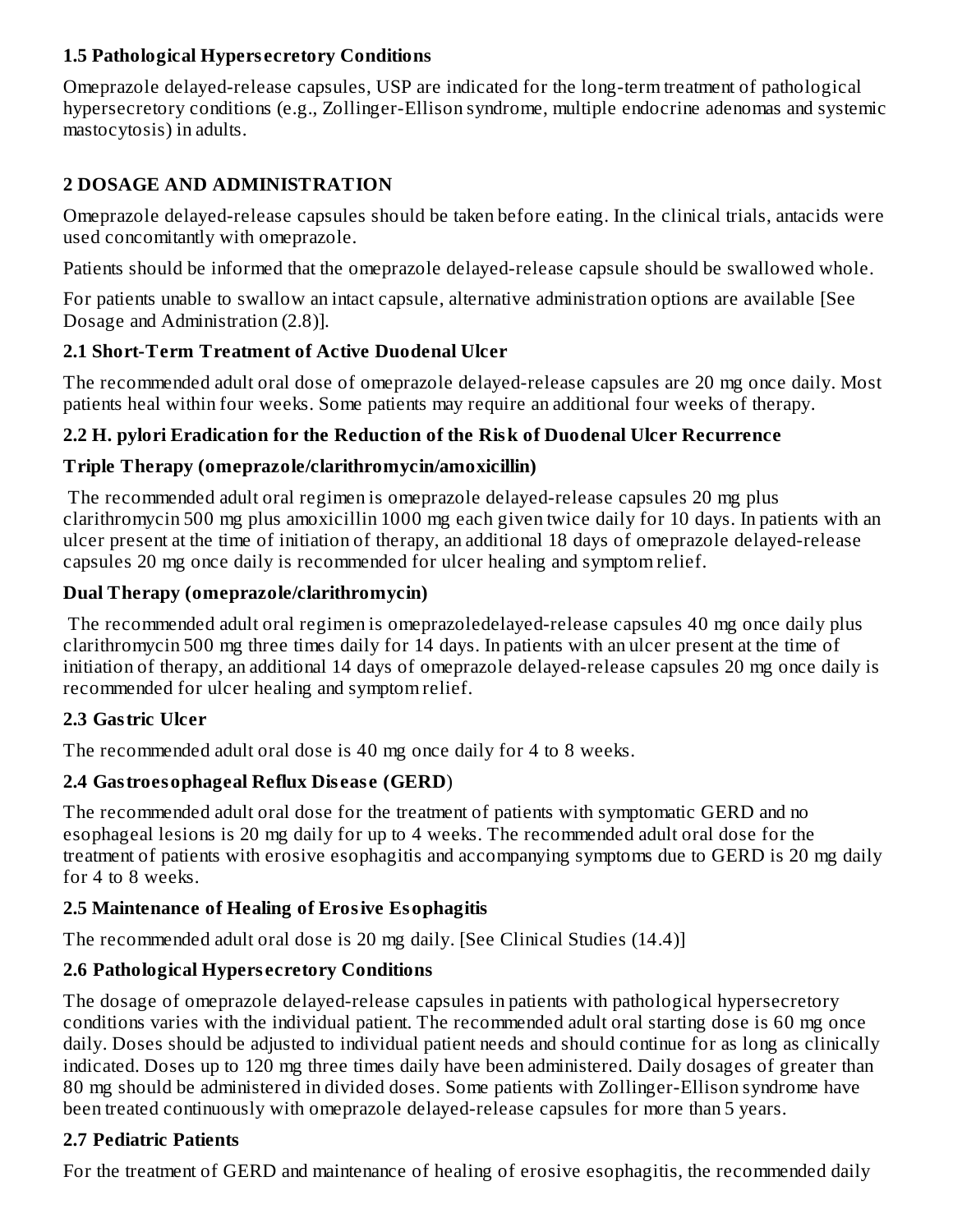### 1.5 Pathological Hypersecretory Conditions

Omeprazole delayed-release capsules, USP are indicated for the long-term treatment of pathological hypersecretory conditions (e.g., Zollinger-Ellison syndrome, multiple endocrine adenomas and systemic mastocytosis) in adults.

## 2 DOSAGE AND ADMINISTRATION

Omeprazole delayed-release capsules should be taken before eating. In the clinical trials, antacids were used concomitantly with omeprazole.

Patients should be informed that the omeprazole delayed-release capsule should be swallowed whole.

For patients unable to swallow an intact capsule, alternative administration options are available [See Dosage and Administration (2.8)].

### 2.1 Short-Term Treatment of Active Duodenal Ulcer

The recommended adult oral dose of omeprazole delayed-release capsules are 20 mg once daily. Most patients heal within four weeks. Some patients may require an additional four weeks of therapy.

### 2.2 H. pylori Eradication for the Reduction of the Risk of Duodenal Ulcer Recurrence

**Triple Therapy (omeprazole/clarithromycin/amoxicillin)**

The recommended adult oral regimen is omeprazole delayed-release capsules 20 mg plus clarithromycin 500 mg plus amoxicillin 1000 mg each given twice daily for 10 days. In patients with an ulcer present at the time of initiation of therapy, an additional 18 days of omeprazole delayed-release capsules 20 mg once daily is recommended for ulcer healing and symptom relief.

**Dual Therapy (omeprazole/clarithromycin)**

The recommended adult oral regimen is omeprazoledelayed-release capsules 40 mg once daily plus clarithromycin 500 mg three times daily for 14 days. In patients with an ulcer present at the time of initiation of therapy, an additional 14 days of omeprazole delayed-release capsules 20 mg once daily is recommended for ulcer healing and symptom relief.

### 2.3 Gastric Ulcer

The recommended adult oral dose is 40 mg once daily for 4 to 8 weeks.

### 2.4 Gastroesophageal Reflux Disease (GERD)

The recommended adult oral dose for the treatment of patients with symptomatic GERD and no esophageal lesions is 20 mg daily for up to 4 weeks. The recommended adult oral dose for the treatment of patients with erosive esophagitis and accompanying symptoms due to GERD is 20 mg daily for 4 to 8 weeks.

### 2.5 Maintenance of Healing of Erosive Esophagitis

The recommended adult oral dose is 20 mg daily. [See Clinical Studies (14.4)]

### 2.6 Pathological Hypersecretory Conditions

The dosage of omeprazole delayed-release capsules in patients with pathological hypersecretory conditions varies with the individual patient. The recommended adult oral starting dose is 60 mg once daily. Doses should be adjusted to individual patient needs and should continue for as long as clinically indicated. Doses up to 120 mg three times daily have been administered. Daily dosages of greater than 80 mg should be administered in divided doses. Some patients with Zollinger-Ellison syndrome have been treated continuously with omeprazole delayed-release capsules for more than 5 years.

### 2.7 Pediatric Patients

For the treatment of GERD and maintenance of healing of erosive esophagitis, the recommended daily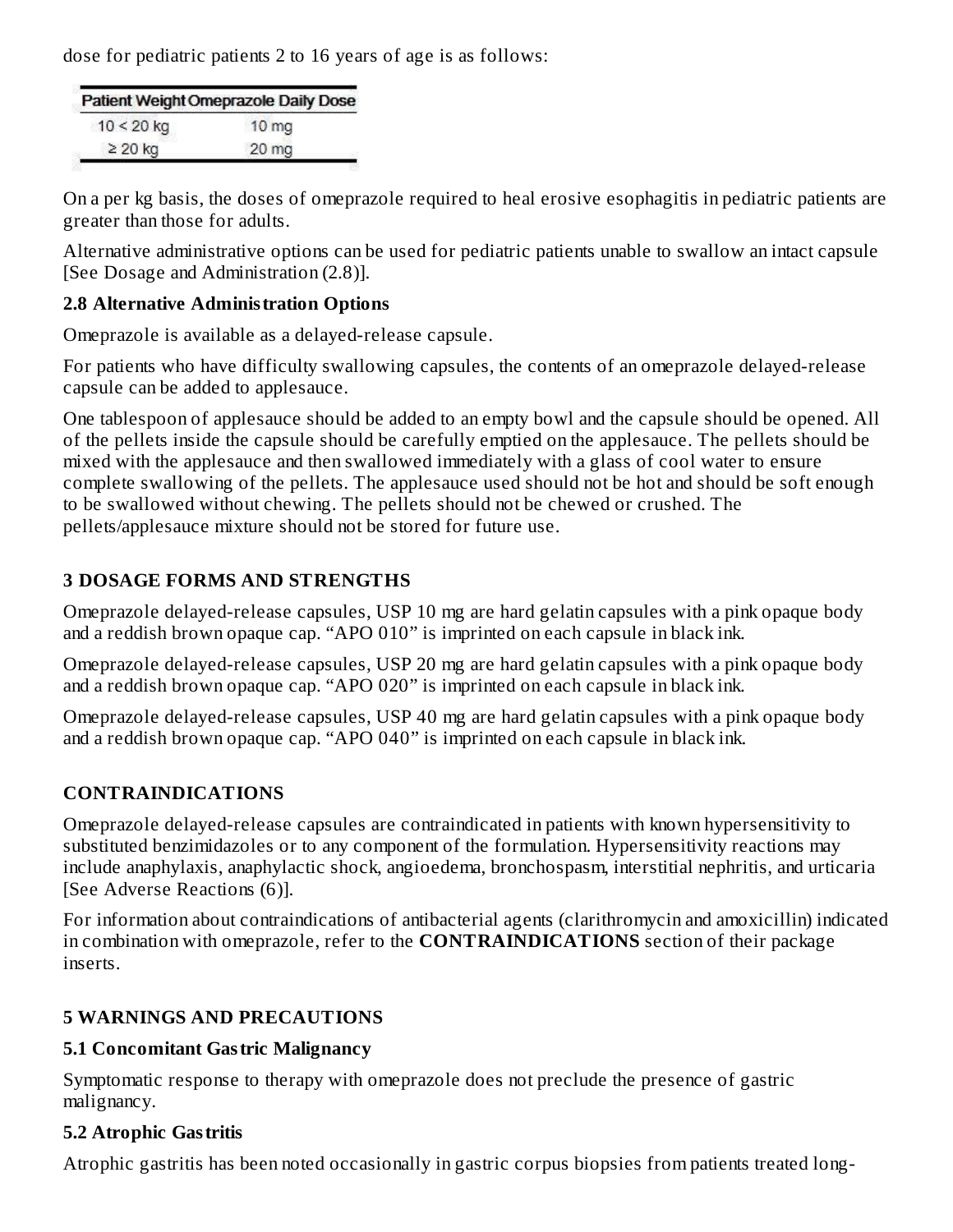dose for pediatric patients 2 to 16 years of age is as follows:

| Patient Weight | Omeprazole Daily Dose |
|---|---|
| 10 < 20 kg | 10 mg |
| ≥ 20 kg | 20 mg |

On a per kg basis, the doses of omeprazole required to heal erosive esophagitis in pediatric patients are greater than those for adults.

Alternative administrative options can be used for pediatric patients unable to swallow an intact capsule [See Dosage and Administration (2.8)].

### 2.8 Alternative Administration Options

Omeprazole is available as a delayed-release capsule.

For patients who have difficulty swallowing capsules, the contents of an omeprazole delayed-release capsule can be added to applesauce.

One tablespoon of applesauce should be added to an empty bowl and the capsule should be opened. All of the pellets inside the capsule should be carefully emptied on the applesauce. The pellets should be mixed with the applesauce and then swallowed immediately with a glass of cool water to ensure complete swallowing of the pellets. The applesauce used should not be hot and should be soft enough to be swallowed without chewing. The pellets should not be chewed or crushed. The pellets/applesauce mixture should not be stored for future use.

## 3 DOSAGE FORMS AND STRENGTHS

Omeprazole delayed-release capsules, USP 10 mg are hard gelatin capsules with a pink opaque body and a reddish brown opaque cap. "APO 010" is imprinted on each capsule in black ink.

Omeprazole delayed-release capsules, USP 20 mg are hard gelatin capsules with a pink opaque body and a reddish brown opaque cap. "APO 020" is imprinted on each capsule in black ink.

Omeprazole delayed-release capsules, USP 40 mg are hard gelatin capsules with a pink opaque body and a reddish brown opaque cap. "APO 040" is imprinted on each capsule in black ink.

## CONTRAINDICATIONS

Omeprazole delayed-release capsules are contraindicated in patients with known hypersensitivity to substituted benzimidazoles or to any component of the formulation. Hypersensitivity reactions may include anaphylaxis, anaphylactic shock, angioedema, bronchospasm, interstitial nephritis, and urticaria [See Adverse Reactions (6)].

For information about contraindications of antibacterial agents (clarithromycin and amoxicillin) indicated in combination with omeprazole, refer to the **CONTRAINDICATIONS** section of their package inserts.

## 5 WARNINGS AND PRECAUTIONS

### 5.1 Concomitant Gastric Malignancy

Symptomatic response to therapy with omeprazole does not preclude the presence of gastric malignancy.

### 5.2 Atrophic Gastritis

Atrophic gastritis has been noted occasionally in gastric corpus biopsies from patients treated long-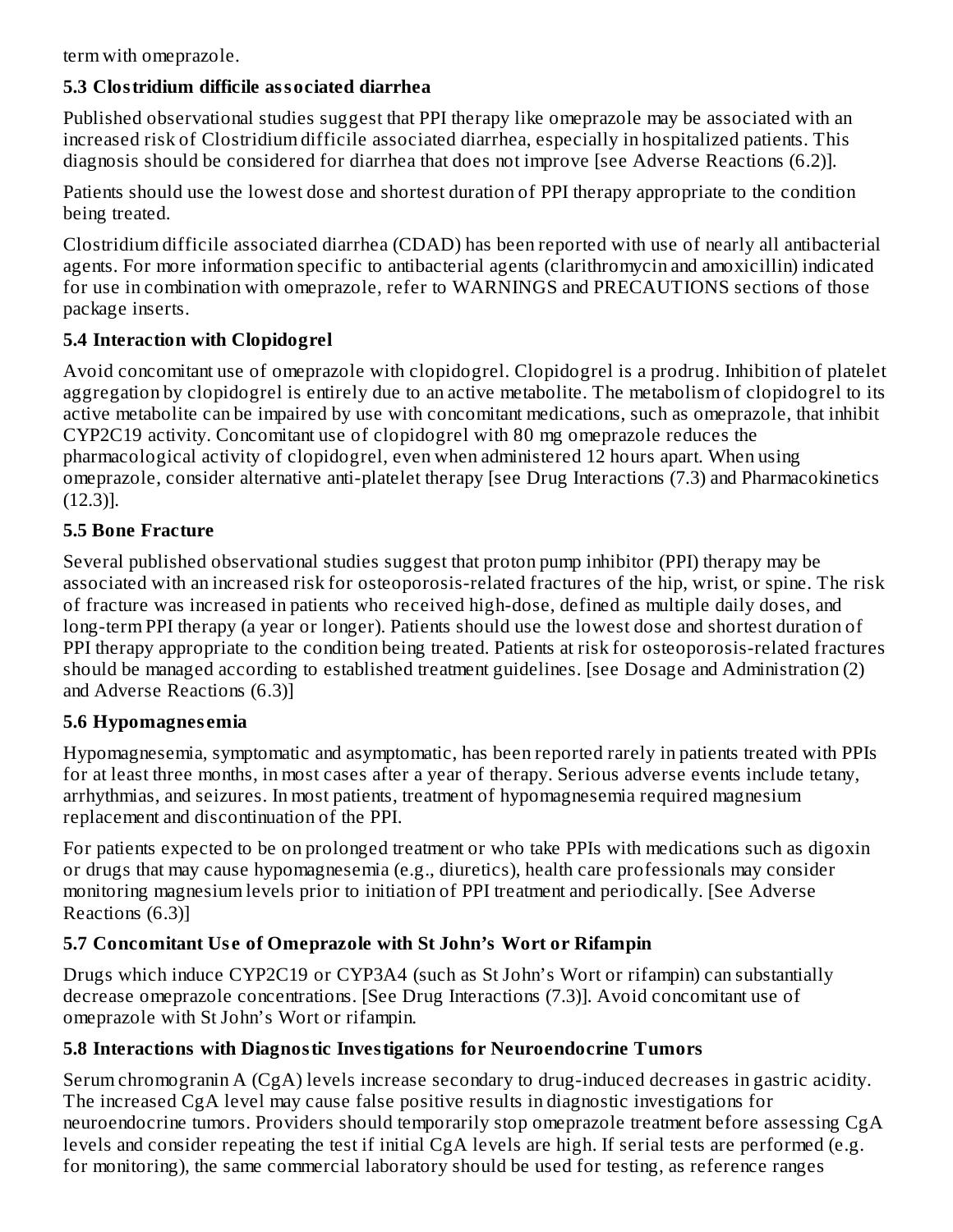term with omeprazole.

### 5.3 Clostridium difficile associated diarrhea

Published observational studies suggest that PPI therapy like omeprazole may be associated with an increased risk of Clostridium difficile associated diarrhea, especially in hospitalized patients. This diagnosis should be considered for diarrhea that does not improve [see Adverse Reactions (6.2)].

Patients should use the lowest dose and shortest duration of PPI therapy appropriate to the condition being treated.

Clostridium difficile associated diarrhea (CDAD) has been reported with use of nearly all antibacterial agents. For more information specific to antibacterial agents (clarithromycin and amoxicillin) indicated for use in combination with omeprazole, refer to WARNINGS and PRECAUTIONS sections of those package inserts.

### 5.4 Interaction with Clopidogrel

Avoid concomitant use of omeprazole with clopidogrel. Clopidogrel is a prodrug. Inhibition of platelet aggregation by clopidogrel is entirely due to an active metabolite. The metabolism of clopidogrel to its active metabolite can be impaired by use with concomitant medications, such as omeprazole, that inhibit CYP2C19 activity. Concomitant use of clopidogrel with 80 mg omeprazole reduces the pharmacological activity of clopidogrel, even when administered 12 hours apart. When using omeprazole, consider alternative anti-platelet therapy [see Drug Interactions (7.3) and Pharmacokinetics (12.3)].

### 5.5 Bone Fracture

Several published observational studies suggest that proton pump inhibitor (PPI) therapy may be associated with an increased risk for osteoporosis-related fractures of the hip, wrist, or spine. The risk of fracture was increased in patients who received high-dose, defined as multiple daily doses, and long-term PPI therapy (a year or longer). Patients should use the lowest dose and shortest duration of PPI therapy appropriate to the condition being treated. Patients at risk for osteoporosis-related fractures should be managed according to established treatment guidelines. [see Dosage and Administration (2) and Adverse Reactions (6.3)]

### 5.6 Hypomagnesemia

Hypomagnesemia, symptomatic and asymptomatic, has been reported rarely in patients treated with PPIs for at least three months, in most cases after a year of therapy. Serious adverse events include tetany, arrhythmias, and seizures. In most patients, treatment of hypomagnesemia required magnesium replacement and discontinuation of the PPI.

For patients expected to be on prolonged treatment or who take PPIs with medications such as digoxin or drugs that may cause hypomagnesemia (e.g., diuretics), health care professionals may consider monitoring magnesium levels prior to initiation of PPI treatment and periodically. [See Adverse Reactions (6.3)]

### 5.7 Concomitant Use of Omeprazole with St John's Wort or Rifampin

Drugs which induce CYP2C19 or CYP3A4 (such as St John's Wort or rifampin) can substantially decrease omeprazole concentrations. [See Drug Interactions (7.3)]. Avoid concomitant use of omeprazole with St John's Wort or rifampin.

### 5.8 Interactions with Diagnostic Investigations for Neuroendocrine Tumors

Serum chromogranin A (CgA) levels increase secondary to drug-induced decreases in gastric acidity. The increased CgA level may cause false positive results in diagnostic investigations for neuroendocrine tumors. Providers should temporarily stop omeprazole treatment before assessing CgA levels and consider repeating the test if initial CgA levels are high. If serial tests are performed (e.g. for monitoring), the same commercial laboratory should be used for testing, as reference ranges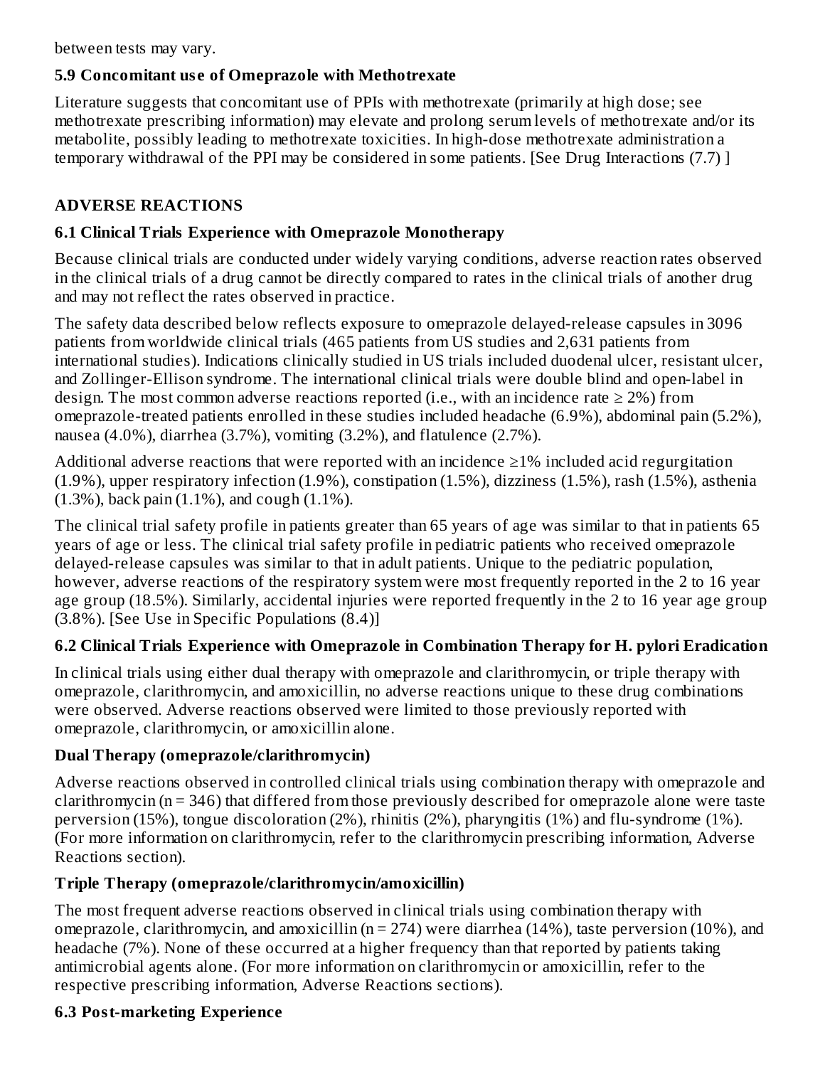between tests may vary.

### 5.9 Concomitant use of Omeprazole with Methotrexate

Literature suggests that concomitant use of PPIs with methotrexate (primarily at high dose; see methotrexate prescribing information) may elevate and prolong serum levels of methotrexate and/or its metabolite, possibly leading to methotrexate toxicities. In high-dose methotrexate administration a temporary withdrawal of the PPI may be considered in some patients. [See Drug Interactions (7.7) ]

## ADVERSE REACTIONS

### 6.1 Clinical Trials Experience with Omeprazole Monotherapy

Because clinical trials are conducted under widely varying conditions, adverse reaction rates observed in the clinical trials of a drug cannot be directly compared to rates in the clinical trials of another drug and may not reflect the rates observed in practice.

The safety data described below reflects exposure to omeprazole delayed-release capsules in 3096 patients from worldwide clinical trials (465 patients from US studies and 2,631 patients from international studies). Indications clinically studied in US trials included duodenal ulcer, resistant ulcer, and Zollinger-Ellison syndrome. The international clinical trials were double blind and open-label in design. The most common adverse reactions reported (i.e., with an incidence rate ≥ 2%) from omeprazole-treated patients enrolled in these studies included headache (6.9%), abdominal pain (5.2%), nausea (4.0%), diarrhea (3.7%), vomiting (3.2%), and flatulence (2.7%).

Additional adverse reactions that were reported with an incidence ≥1% included acid regurgitation (1.9%), upper respiratory infection (1.9%), constipation (1.5%), dizziness (1.5%), rash (1.5%), asthenia (1.3%), back pain (1.1%), and cough (1.1%).

The clinical trial safety profile in patients greater than 65 years of age was similar to that in patients 65 years of age or less. The clinical trial safety profile in pediatric patients who received omeprazole delayed-release capsules was similar to that in adult patients. Unique to the pediatric population, however, adverse reactions of the respiratory system were most frequently reported in the 2 to 16 year age group (18.5%). Similarly, accidental injuries were reported frequently in the 2 to 16 year age group (3.8%). [See Use in Specific Populations (8.4)]

### 6.2 Clinical Trials Experience with Omeprazole in Combination Therapy for H. pylori Eradication

In clinical trials using either dual therapy with omeprazole and clarithromycin, or triple therapy with omeprazole, clarithromycin, and amoxicillin, no adverse reactions unique to these drug combinations were observed. Adverse reactions observed were limited to those previously reported with omeprazole, clarithromycin, or amoxicillin alone.

**Dual Therapy (omeprazole/clarithromycin)**

Adverse reactions observed in controlled clinical trials using combination therapy with omeprazole and clarithromycin (n = 346) that differed from those previously described for omeprazole alone were taste perversion (15%), tongue discoloration (2%), rhinitis (2%), pharyngitis (1%) and flu-syndrome (1%). (For more information on clarithromycin, refer to the clarithromycin prescribing information, Adverse Reactions section).

**Triple Therapy (omeprazole/clarithromycin/amoxicillin)**

The most frequent adverse reactions observed in clinical trials using combination therapy with omeprazole, clarithromycin, and amoxicillin (n = 274) were diarrhea (14%), taste perversion (10%), and headache (7%). None of these occurred at a higher frequency than that reported by patients taking antimicrobial agents alone. (For more information on clarithromycin or amoxicillin, refer to the respective prescribing information, Adverse Reactions sections).

### 6.3 Post-marketing Experience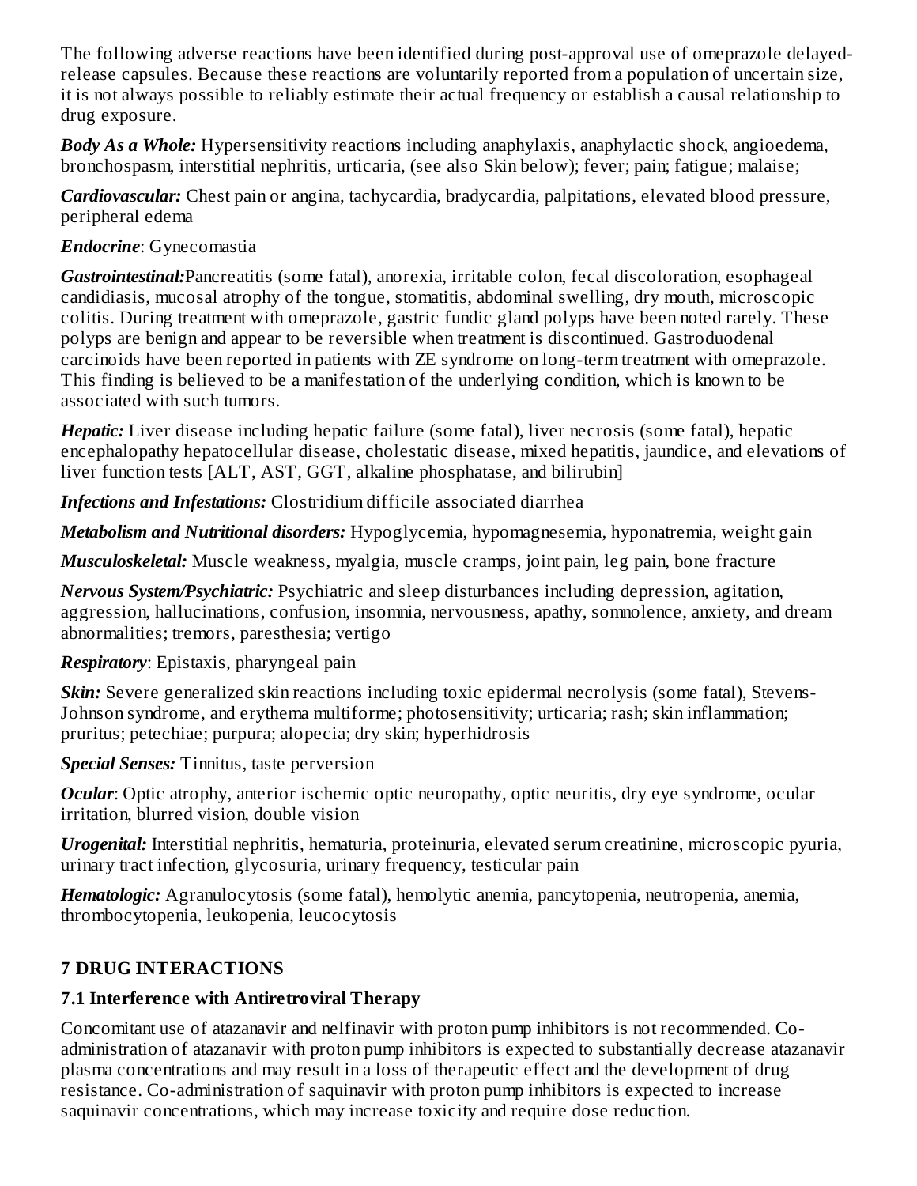The following adverse reactions have been identified during post-approval use of omeprazole delayed-release capsules. Because these reactions are voluntarily reported from a population of uncertain size, it is not always possible to reliably estimate their actual frequency or establish a causal relationship to drug exposure.

***Body As a Whole:*** Hypersensitivity reactions including anaphylaxis, anaphylactic shock, angioedema, bronchospasm, interstitial nephritis, urticaria, (see also Skin below); fever; pain; fatigue; malaise;

***Cardiovascular:*** Chest pain or angina, tachycardia, bradycardia, palpitations, elevated blood pressure, peripheral edema

***Endocrine***: Gynecomastia

***Gastrointestinal:***Pancreatitis (some fatal), anorexia, irritable colon, fecal discoloration, esophageal candidiasis, mucosal atrophy of the tongue, stomatitis, abdominal swelling, dry mouth, microscopic colitis. During treatment with omeprazole, gastric fundic gland polyps have been noted rarely. These polyps are benign and appear to be reversible when treatment is discontinued. Gastroduodenal carcinoids have been reported in patients with ZE syndrome on long-term treatment with omeprazole. This finding is believed to be a manifestation of the underlying condition, which is known to be associated with such tumors.

***Hepatic:*** Liver disease including hepatic failure (some fatal), liver necrosis (some fatal), hepatic encephalopathy hepatocellular disease, cholestatic disease, mixed hepatitis, jaundice, and elevations of liver function tests [ALT, AST, GGT, alkaline phosphatase, and bilirubin]

***Infections and Infestations:*** Clostridium difficile associated diarrhea

***Metabolism and Nutritional disorders:*** Hypoglycemia, hypomagnesemia, hyponatremia, weight gain

***Musculoskeletal:*** Muscle weakness, myalgia, muscle cramps, joint pain, leg pain, bone fracture

***Nervous System/Psychiatric:*** Psychiatric and sleep disturbances including depression, agitation, aggression, hallucinations, confusion, insomnia, nervousness, apathy, somnolence, anxiety, and dream abnormalities; tremors, paresthesia; vertigo

***Respiratory***: Epistaxis, pharyngeal pain

***Skin:*** Severe generalized skin reactions including toxic epidermal necrolysis (some fatal), Stevens-Johnson syndrome, and erythema multiforme; photosensitivity; urticaria; rash; skin inflammation; pruritus; petechiae; purpura; alopecia; dry skin; hyperhidrosis

***Special Senses:*** Tinnitus, taste perversion

***Ocular***: Optic atrophy, anterior ischemic optic neuropathy, optic neuritis, dry eye syndrome, ocular irritation, blurred vision, double vision

***Urogenital:*** Interstitial nephritis, hematuria, proteinuria, elevated serum creatinine, microscopic pyuria, urinary tract infection, glycosuria, urinary frequency, testicular pain

***Hematologic:*** Agranulocytosis (some fatal), hemolytic anemia, pancytopenia, neutropenia, anemia, thrombocytopenia, leukopenia, leucocytosis

## 7 DRUG INTERACTIONS

### 7.1 Interference with Antiretroviral Therapy

Concomitant use of atazanavir and nelfinavir with proton pump inhibitors is not recommended. Co-administration of atazanavir with proton pump inhibitors is expected to substantially decrease atazanavir plasma concentrations and may result in a loss of therapeutic effect and the development of drug resistance. Co-administration of saquinavir with proton pump inhibitors is expected to increase saquinavir concentrations, which may increase toxicity and require dose reduction.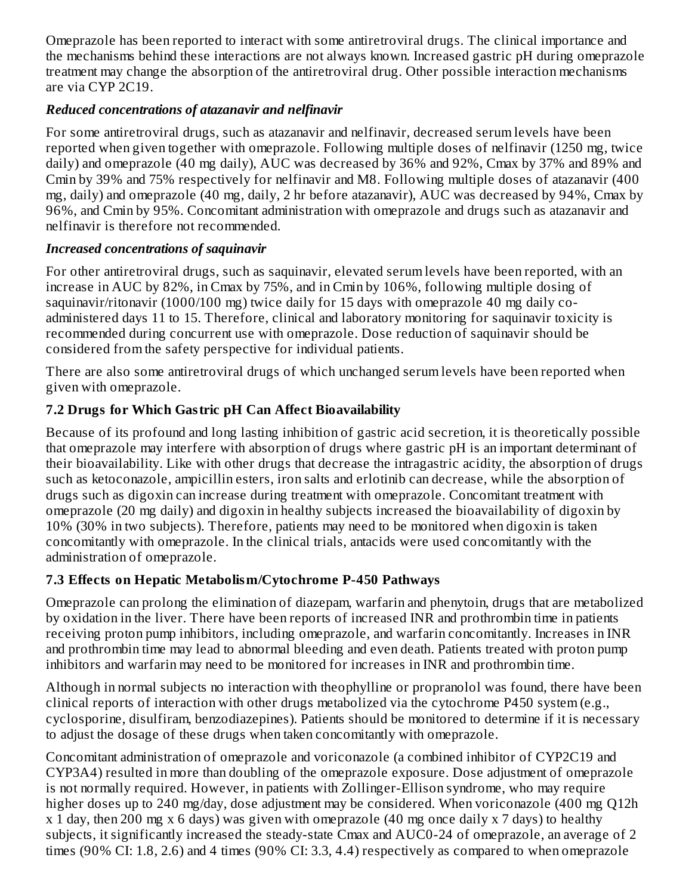Omeprazole has been reported to interact with some antiretroviral drugs. The clinical importance and the mechanisms behind these interactions are not always known. Increased gastric pH during omeprazole treatment may change the absorption of the antiretroviral drug. Other possible interaction mechanisms are via CYP 2C19.

***Reduced concentrations of atazanavir and nelfinavir***

For some antiretroviral drugs, such as atazanavir and nelfinavir, decreased serum levels have been reported when given together with omeprazole. Following multiple doses of nelfinavir (1250 mg, twice daily) and omeprazole (40 mg daily), AUC was decreased by 36% and 92%, Cmax by 37% and 89% and Cmin by 39% and 75% respectively for nelfinavir and M8. Following multiple doses of atazanavir (400 mg, daily) and omeprazole (40 mg, daily, 2 hr before atazanavir), AUC was decreased by 94%, Cmax by 96%, and Cmin by 95%. Concomitant administration with omeprazole and drugs such as atazanavir and nelfinavir is therefore not recommended.

***Increased concentrations of saquinavir***

For other antiretroviral drugs, such as saquinavir, elevated serum levels have been reported, with an increase in AUC by 82%, in Cmax by 75%, and in Cmin by 106%, following multiple dosing of saquinavir/ritonavir (1000/100 mg) twice daily for 15 days with omeprazole 40 mg daily co-administered days 11 to 15. Therefore, clinical and laboratory monitoring for saquinavir toxicity is recommended during concurrent use with omeprazole. Dose reduction of saquinavir should be considered from the safety perspective for individual patients.

There are also some antiretroviral drugs of which unchanged serum levels have been reported when given with omeprazole.

## 7.2 Drugs for Which Gastric pH Can Affect Bioavailability

Because of its profound and long lasting inhibition of gastric acid secretion, it is theoretically possible that omeprazole may interfere with absorption of drugs where gastric pH is an important determinant of their bioavailability. Like with other drugs that decrease the intragastric acidity, the absorption of drugs such as ketoconazole, ampicillin esters, iron salts and erlotinib can decrease, while the absorption of drugs such as digoxin can increase during treatment with omeprazole. Concomitant treatment with omeprazole (20 mg daily) and digoxin in healthy subjects increased the bioavailability of digoxin by 10% (30% in two subjects). Therefore, patients may need to be monitored when digoxin is taken concomitantly with omeprazole. In the clinical trials, antacids were used concomitantly with the administration of omeprazole.

## 7.3 Effects on Hepatic Metabolism/Cytochrome P-450 Pathways

Omeprazole can prolong the elimination of diazepam, warfarin and phenytoin, drugs that are metabolized by oxidation in the liver. There have been reports of increased INR and prothrombin time in patients receiving proton pump inhibitors, including omeprazole, and warfarin concomitantly. Increases in INR and prothrombin time may lead to abnormal bleeding and even death. Patients treated with proton pump inhibitors and warfarin may need to be monitored for increases in INR and prothrombin time.

Although in normal subjects no interaction with theophylline or propranolol was found, there have been clinical reports of interaction with other drugs metabolized via the cytochrome P450 system (e.g., cyclosporine, disulfiram, benzodiazepines). Patients should be monitored to determine if it is necessary to adjust the dosage of these drugs when taken concomitantly with omeprazole.

Concomitant administration of omeprazole and voriconazole (a combined inhibitor of CYP2C19 and CYP3A4) resulted in more than doubling of the omeprazole exposure. Dose adjustment of omeprazole is not normally required. However, in patients with Zollinger-Ellison syndrome, who may require higher doses up to 240 mg/day, dose adjustment may be considered. When voriconazole (400 mg Q12h x 1 day, then 200 mg x 6 days) was given with omeprazole (40 mg once daily x 7 days) to healthy subjects, it significantly increased the steady-state Cmax and AUC0-24 of omeprazole, an average of 2 times (90% CI: 1.8, 2.6) and 4 times (90% CI: 3.3, 4.4) respectively as compared to when omeprazole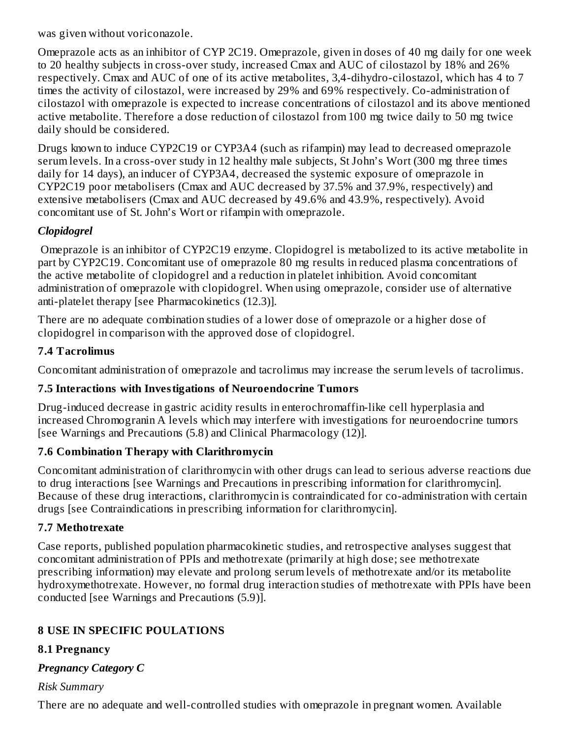was given without voriconazole.

Omeprazole acts as an inhibitor of CYP 2C19. Omeprazole, given in doses of 40 mg daily for one week to 20 healthy subjects in cross-over study, increased Cmax and AUC of cilostazol by 18% and 26% respectively. Cmax and AUC of one of its active metabolites, 3,4-dihydro-cilostazol, which has 4 to 7 times the activity of cilostazol, were increased by 29% and 69% respectively. Co-administration of cilostazol with omeprazole is expected to increase concentrations of cilostazol and its above mentioned active metabolite. Therefore a dose reduction of cilostazol from 100 mg twice daily to 50 mg twice daily should be considered.

Drugs known to induce CYP2C19 or CYP3A4 (such as rifampin) may lead to decreased omeprazole serum levels. In a cross-over study in 12 healthy male subjects, St John's Wort (300 mg three times daily for 14 days), an inducer of CYP3A4, decreased the systemic exposure of omeprazole in CYP2C19 poor metabolisers (Cmax and AUC decreased by 37.5% and 37.9%, respectively) and extensive metabolisers (Cmax and AUC decreased by 49.6% and 43.9%, respectively). Avoid concomitant use of St. John's Wort or rifampin with omeprazole.

***Clopidogrel***

Omeprazole is an inhibitor of CYP2C19 enzyme. Clopidogrel is metabolized to its active metabolite in part by CYP2C19. Concomitant use of omeprazole 80 mg results in reduced plasma concentrations of the active metabolite of clopidogrel and a reduction in platelet inhibition. Avoid concomitant administration of omeprazole with clopidogrel. When using omeprazole, consider use of alternative anti-platelet therapy [see Pharmacokinetics (12.3)].

There are no adequate combination studies of a lower dose of omeprazole or a higher dose of clopidogrel in comparison with the approved dose of clopidogrel.

### 7.4 Tacrolimus

Concomitant administration of omeprazole and tacrolimus may increase the serum levels of tacrolimus.

### 7.5 Interactions with Investigations of Neuroendocrine Tumors

Drug-induced decrease in gastric acidity results in enterochromaffin-like cell hyperplasia and increased Chromogranin A levels which may interfere with investigations for neuroendocrine tumors [see Warnings and Precautions (5.8) and Clinical Pharmacology (12)].

### 7.6 Combination Therapy with Clarithromycin

Concomitant administration of clarithromycin with other drugs can lead to serious adverse reactions due to drug interactions [see Warnings and Precautions in prescribing information for clarithromycin]. Because of these drug interactions, clarithromycin is contraindicated for co-administration with certain drugs [see Contraindications in prescribing information for clarithromycin].

### 7.7 Methotrexate

Case reports, published population pharmacokinetic studies, and retrospective analyses suggest that concomitant administration of PPIs and methotrexate (primarily at high dose; see methotrexate prescribing information) may elevate and prolong serum levels of methotrexate and/or its metabolite hydroxymethotrexate. However, no formal drug interaction studies of methotrexate with PPIs have been conducted [see Warnings and Precautions (5.9)].

## 8 USE IN SPECIFIC POULATIONS

### 8.1 Pregnancy

***Pregnancy Category C***

*Risk Summary*

There are no adequate and well-controlled studies with omeprazole in pregnant women. Available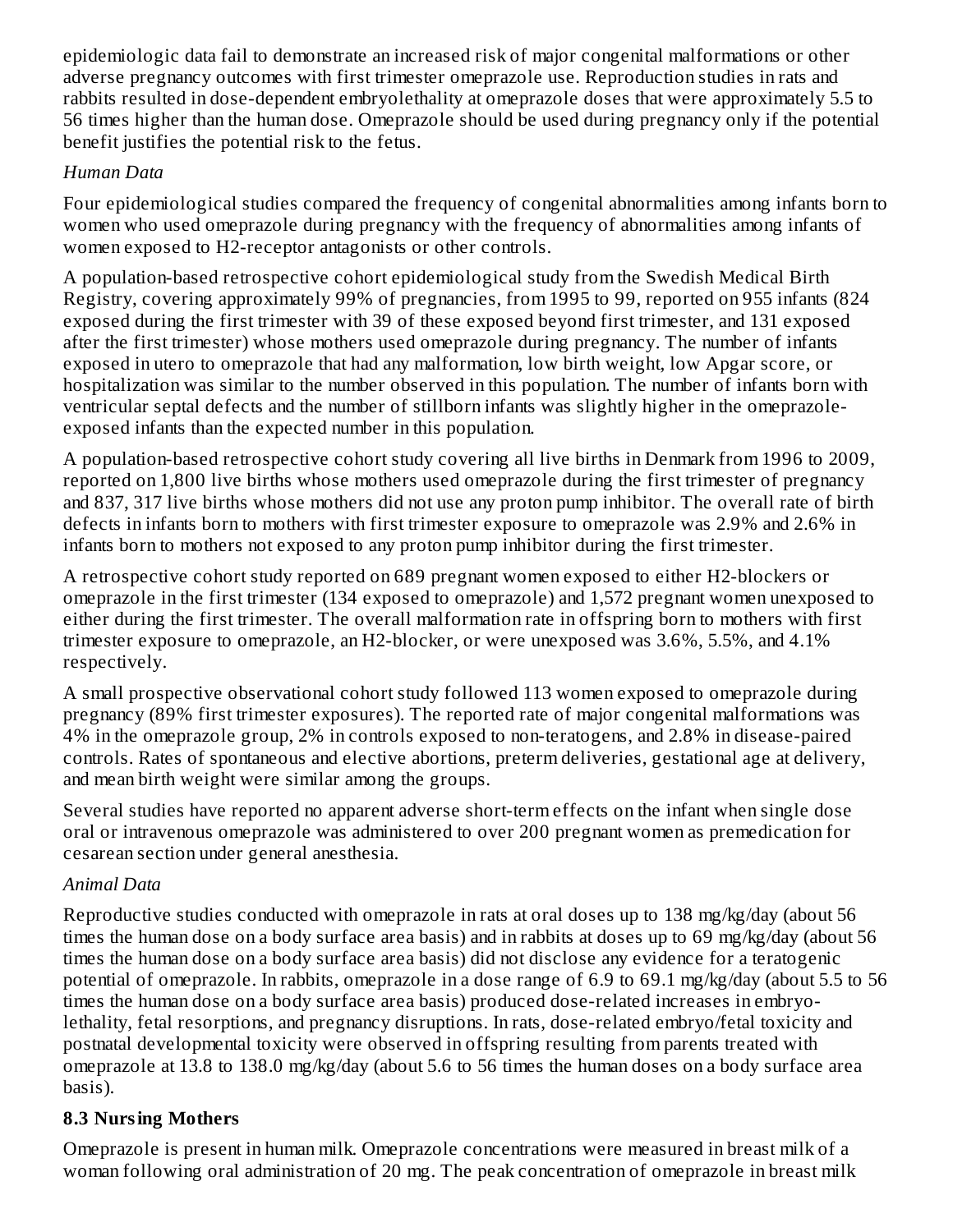epidemiologic data fail to demonstrate an increased risk of major congenital malformations or other adverse pregnancy outcomes with first trimester omeprazole use. Reproduction studies in rats and rabbits resulted in dose-dependent embryolethality at omeprazole doses that were approximately 5.5 to 56 times higher than the human dose. Omeprazole should be used during pregnancy only if the potential benefit justifies the potential risk to the fetus.

*Human Data*

Four epidemiological studies compared the frequency of congenital abnormalities among infants born to women who used omeprazole during pregnancy with the frequency of abnormalities among infants of women exposed to H2-receptor antagonists or other controls.

A population-based retrospective cohort epidemiological study from the Swedish Medical Birth Registry, covering approximately 99% of pregnancies, from 1995 to 99, reported on 955 infants (824 exposed during the first trimester with 39 of these exposed beyond first trimester, and 131 exposed after the first trimester) whose mothers used omeprazole during pregnancy. The number of infants exposed in utero to omeprazole that had any malformation, low birth weight, low Apgar score, or hospitalization was similar to the number observed in this population. The number of infants born with ventricular septal defects and the number of stillborn infants was slightly higher in the omeprazole-exposed infants than the expected number in this population.

A population-based retrospective cohort study covering all live births in Denmark from 1996 to 2009, reported on 1,800 live births whose mothers used omeprazole during the first trimester of pregnancy and 837, 317 live births whose mothers did not use any proton pump inhibitor. The overall rate of birth defects in infants born to mothers with first trimester exposure to omeprazole was 2.9% and 2.6% in infants born to mothers not exposed to any proton pump inhibitor during the first trimester.

A retrospective cohort study reported on 689 pregnant women exposed to either H2-blockers or omeprazole in the first trimester (134 exposed to omeprazole) and 1,572 pregnant women unexposed to either during the first trimester. The overall malformation rate in offspring born to mothers with first trimester exposure to omeprazole, an H2-blocker, or were unexposed was 3.6%, 5.5%, and 4.1% respectively.

A small prospective observational cohort study followed 113 women exposed to omeprazole during pregnancy (89% first trimester exposures). The reported rate of major congenital malformations was 4% in the omeprazole group, 2% in controls exposed to non-teratogens, and 2.8% in disease-paired controls. Rates of spontaneous and elective abortions, preterm deliveries, gestational age at delivery, and mean birth weight were similar among the groups.

Several studies have reported no apparent adverse short-term effects on the infant when single dose oral or intravenous omeprazole was administered to over 200 pregnant women as premedication for cesarean section under general anesthesia.

*Animal Data*

Reproductive studies conducted with omeprazole in rats at oral doses up to 138 mg/kg/day (about 56 times the human dose on a body surface area basis) and in rabbits at doses up to 69 mg/kg/day (about 56 times the human dose on a body surface area basis) did not disclose any evidence for a teratogenic potential of omeprazole. In rabbits, omeprazole in a dose range of 6.9 to 69.1 mg/kg/day (about 5.5 to 56 times the human dose on a body surface area basis) produced dose-related increases in embryo-lethality, fetal resorptions, and pregnancy disruptions. In rats, dose-related embryo/fetal toxicity and postnatal developmental toxicity were observed in offspring resulting from parents treated with omeprazole at 13.8 to 138.0 mg/kg/day (about 5.6 to 56 times the human doses on a body surface area basis).

### 8.3 Nursing Mothers

Omeprazole is present in human milk. Omeprazole concentrations were measured in breast milk of a woman following oral administration of 20 mg. The peak concentration of omeprazole in breast milk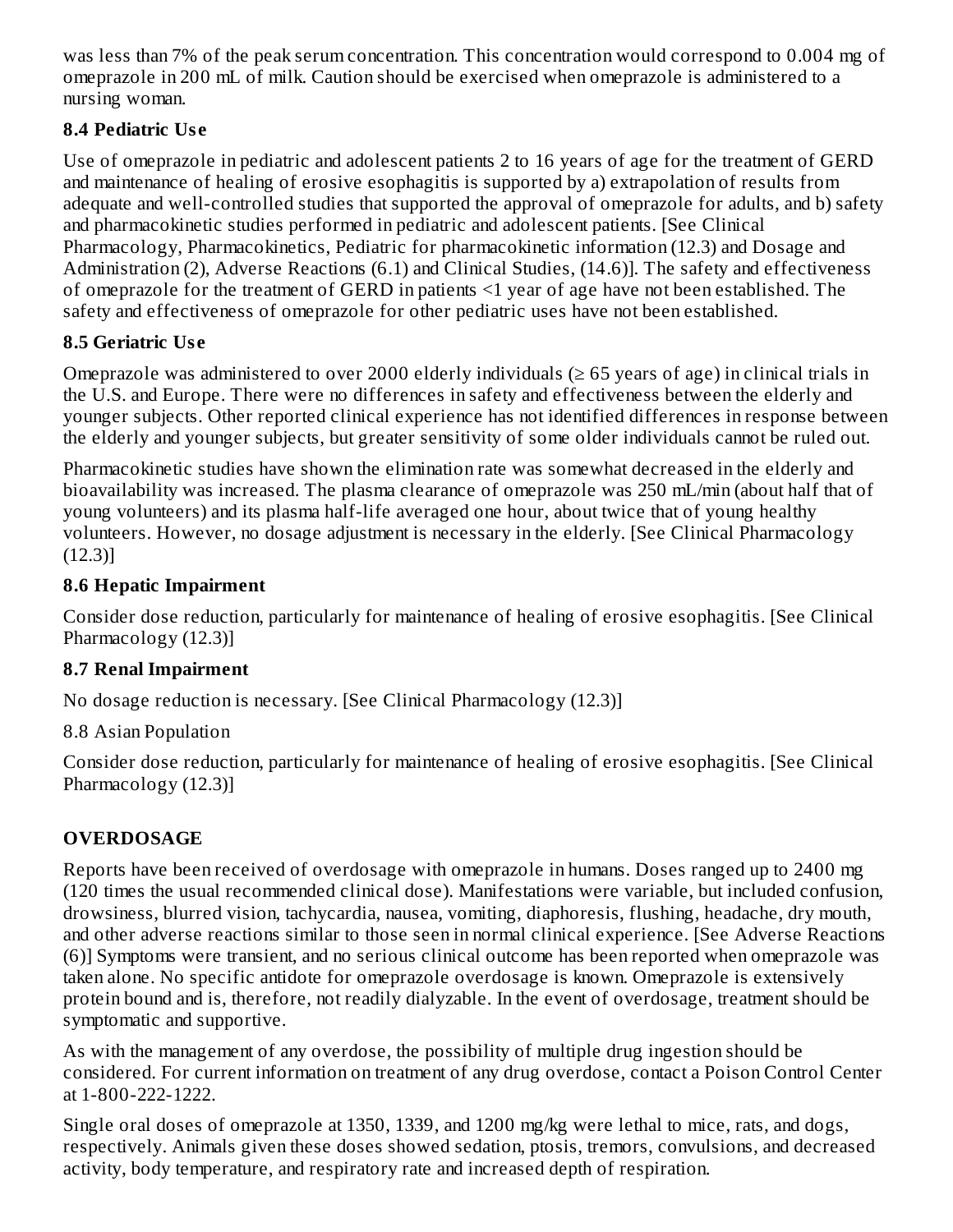was less than 7% of the peak serum concentration. This concentration would correspond to 0.004 mg of omeprazole in 200 mL of milk. Caution should be exercised when omeprazole is administered to a nursing woman.

### 8.4 Pediatric Use

Use of omeprazole in pediatric and adolescent patients 2 to 16 years of age for the treatment of GERD and maintenance of healing of erosive esophagitis is supported by a) extrapolation of results from adequate and well-controlled studies that supported the approval of omeprazole for adults, and b) safety and pharmacokinetic studies performed in pediatric and adolescent patients. [See Clinical Pharmacology, Pharmacokinetics, Pediatric for pharmacokinetic information (12.3) and Dosage and Administration (2), Adverse Reactions (6.1) and Clinical Studies, (14.6)]. The safety and effectiveness of omeprazole for the treatment of GERD in patients <1 year of age have not been established. The safety and effectiveness of omeprazole for other pediatric uses have not been established.

### 8.5 Geriatric Use

Omeprazole was administered to over 2000 elderly individuals (≥ 65 years of age) in clinical trials in the U.S. and Europe. There were no differences in safety and effectiveness between the elderly and younger subjects. Other reported clinical experience has not identified differences in response between the elderly and younger subjects, but greater sensitivity of some older individuals cannot be ruled out.

Pharmacokinetic studies have shown the elimination rate was somewhat decreased in the elderly and bioavailability was increased. The plasma clearance of omeprazole was 250 mL/min (about half that of young volunteers) and its plasma half-life averaged one hour, about twice that of young healthy volunteers. However, no dosage adjustment is necessary in the elderly. [See Clinical Pharmacology (12.3)]

### 8.6 Hepatic Impairment

Consider dose reduction, particularly for maintenance of healing of erosive esophagitis. [See Clinical Pharmacology (12.3)]

### 8.7 Renal Impairment

No dosage reduction is necessary. [See Clinical Pharmacology (12.3)]

8.8 Asian Population

Consider dose reduction, particularly for maintenance of healing of erosive esophagitis. [See Clinical Pharmacology (12.3)]

## OVERDOSAGE

Reports have been received of overdosage with omeprazole in humans. Doses ranged up to 2400 mg (120 times the usual recommended clinical dose). Manifestations were variable, but included confusion, drowsiness, blurred vision, tachycardia, nausea, vomiting, diaphoresis, flushing, headache, dry mouth, and other adverse reactions similar to those seen in normal clinical experience. [See Adverse Reactions (6)] Symptoms were transient, and no serious clinical outcome has been reported when omeprazole was taken alone. No specific antidote for omeprazole overdosage is known. Omeprazole is extensively protein bound and is, therefore, not readily dialyzable. In the event of overdosage, treatment should be symptomatic and supportive.

As with the management of any overdose, the possibility of multiple drug ingestion should be considered. For current information on treatment of any drug overdose, contact a Poison Control Center at 1-800-222-1222.

Single oral doses of omeprazole at 1350, 1339, and 1200 mg/kg were lethal to mice, rats, and dogs, respectively. Animals given these doses showed sedation, ptosis, tremors, convulsions, and decreased activity, body temperature, and respiratory rate and increased depth of respiration.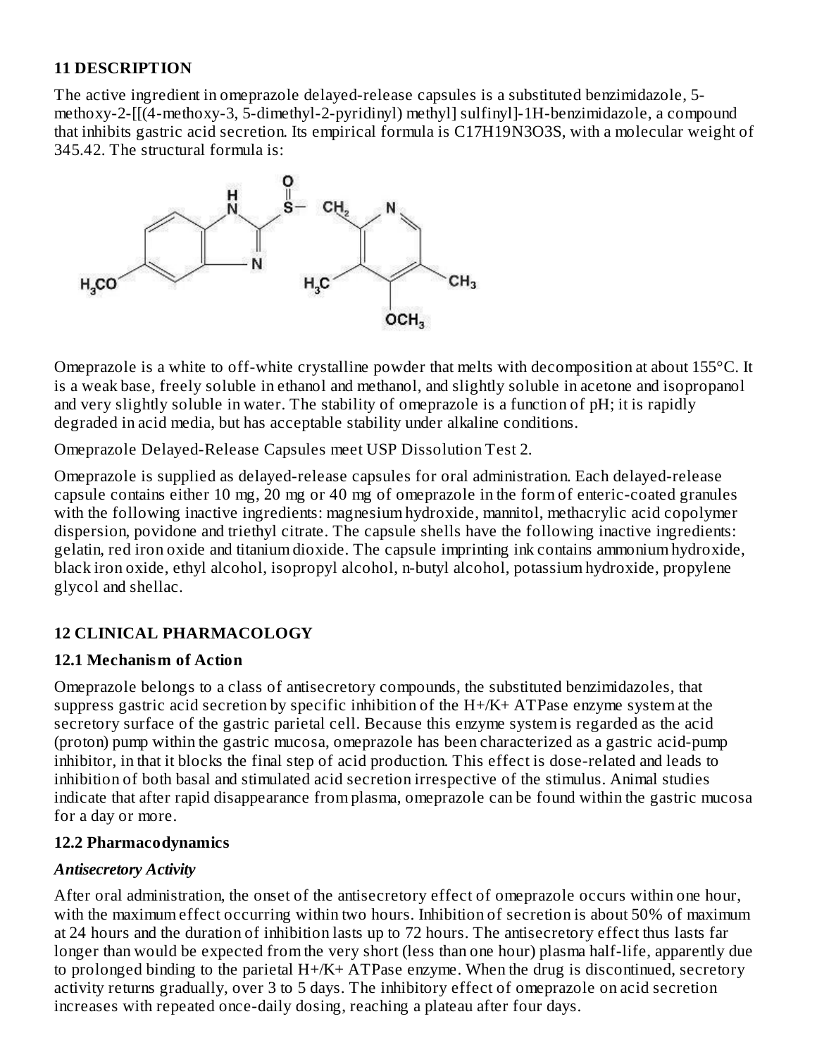## 11 DESCRIPTION

The active ingredient in omeprazole delayed-release capsules is a substituted benzimidazole, 5-methoxy-2-[[(4-methoxy-3, 5-dimethyl-2-pyridinyl) methyl] sulfinyl]-1H-benzimidazole, a compound that inhibits gastric acid secretion. Its empirical formula is $C_{17}H_{19}N_3O_3S$, with a molecular weight of 345.42. The structural formula is:

Omeprazole is a white to off-white crystalline powder that melts with decomposition at about 155°C. It is a weak base, freely soluble in ethanol and methanol, and slightly soluble in acetone and isopropanol and very slightly soluble in water. The stability of omeprazole is a function of pH; it is rapidly degraded in acid media, but has acceptable stability under alkaline conditions.

Omeprazole Delayed-Release Capsules meet USP Dissolution Test 2.

Omeprazole is supplied as delayed-release capsules for oral administration. Each delayed-release capsule contains either 10 mg, 20 mg or 40 mg of omeprazole in the form of enteric-coated granules with the following inactive ingredients: magnesium hydroxide, mannitol, methacrylic acid copolymer dispersion, povidone and triethyl citrate. The capsule shells have the following inactive ingredients: gelatin, red iron oxide and titanium dioxide. The capsule imprinting ink contains ammonium hydroxide, black iron oxide, ethyl alcohol, isopropyl alcohol, n-butyl alcohol, potassium hydroxide, propylene glycol and shellac.

## 12 CLINICAL PHARMACOLOGY

### 12.1 Mechanism of Action

Omeprazole belongs to a class of antisecretory compounds, the substituted benzimidazoles, that suppress gastric acid secretion by specific inhibition of the $H^+/K^+$ ATPase enzyme system at the secretory surface of the gastric parietal cell. Because this enzyme system is regarded as the acid (proton) pump within the gastric mucosa, omeprazole has been characterized as a gastric acid-pump inhibitor, in that it blocks the final step of acid production. This effect is dose-related and leads to inhibition of both basal and stimulated acid secretion irrespective of the stimulus. Animal studies indicate that after rapid disappearance from plasma, omeprazole can be found within the gastric mucosa for a day or more.

### 12.2 Pharmacodynamics

***Antisecretory Activity***

After oral administration, the onset of the antisecretory effect of omeprazole occurs within one hour, with the maximum effect occurring within two hours. Inhibition of secretion is about 50% of maximum at 24 hours and the duration of inhibition lasts up to 72 hours. The antisecretory effect thus lasts far longer than would be expected from the very short (less than one hour) plasma half-life, apparently due to prolonged binding to the parietal $H^+/K^+$ ATPase enzyme. When the drug is discontinued, secretory activity returns gradually, over 3 to 5 days. The inhibitory effect of omeprazole on acid secretion increases with repeated once-daily dosing, reaching a plateau after four days.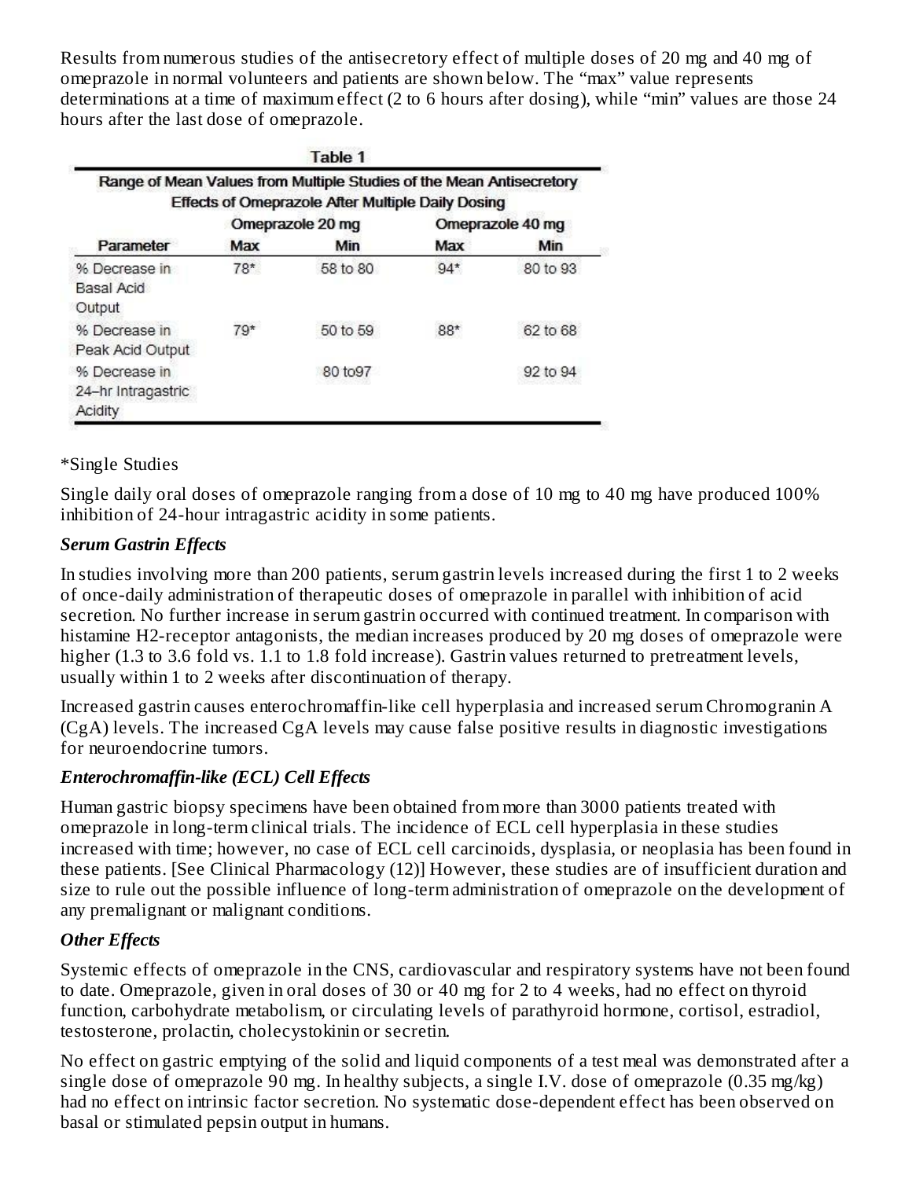Results from numerous studies of the antisecretory effect of multiple doses of 20 mg and 40 mg of omeprazole in normal volunteers and patients are shown below. The "max" value represents determinations at a time of maximum effect (2 to 6 hours after dosing), while "min" values are those 24 hours after the last dose of omeprazole.

**Table 1**

**Range of Mean Values from Multiple Studies of the Mean Antisecretory Effects of Omeprazole After Multiple Daily Dosing**

| | Omeprazole 20 mg | | Omeprazole 40 mg | |
|---|---|---|---|---|
| Parameter | Max | Min | Max | Min |
| % Decrease in Basal Acid Output | 78* | 58 to 80 | 94* | 80 to 93 |
| % Decrease in Peak Acid Output | 79* | 50 to 59 | 88* | 62 to 68 |
| % Decrease in 24–hr Intragastric Acidity | | 80 to97 | | 92 to 94 |

*Single Studies

Single daily oral doses of omeprazole ranging from a dose of 10 mg to 40 mg have produced 100% inhibition of 24-hour intragastric acidity in some patients.

***Serum Gastrin Effects***

In studies involving more than 200 patients, serum gastrin levels increased during the first 1 to 2 weeks of once-daily administration of therapeutic doses of omeprazole in parallel with inhibition of acid secretion. No further increase in serum gastrin occurred with continued treatment. In comparison with histamine H2-receptor antagonists, the median increases produced by 20 mg doses of omeprazole were higher (1.3 to 3.6 fold vs. 1.1 to 1.8 fold increase). Gastrin values returned to pretreatment levels, usually within 1 to 2 weeks after discontinuation of therapy.

Increased gastrin causes enterochromaffin-like cell hyperplasia and increased serum Chromogranin A (CgA) levels. The increased CgA levels may cause false positive results in diagnostic investigations for neuroendocrine tumors.

***Enterochromaffin-like (ECL) Cell Effects***

Human gastric biopsy specimens have been obtained from more than 3000 patients treated with omeprazole in long-term clinical trials. The incidence of ECL cell hyperplasia in these studies increased with time; however, no case of ECL cell carcinoids, dysplasia, or neoplasia has been found in these patients. [See Clinical Pharmacology (12)] However, these studies are of insufficient duration and size to rule out the possible influence of long-term administration of omeprazole on the development of any premalignant or malignant conditions.

***Other Effects***

Systemic effects of omeprazole in the CNS, cardiovascular and respiratory systems have not been found to date. Omeprazole, given in oral doses of 30 or 40 mg for 2 to 4 weeks, had no effect on thyroid function, carbohydrate metabolism, or circulating levels of parathyroid hormone, cortisol, estradiol, testosterone, prolactin, cholecystokinin or secretin.

No effect on gastric emptying of the solid and liquid components of a test meal was demonstrated after a single dose of omeprazole 90 mg. In healthy subjects, a single I.V. dose of omeprazole (0.35 mg/kg) had no effect on intrinsic factor secretion. No systematic dose-dependent effect has been observed on basal or stimulated pepsin output in humans.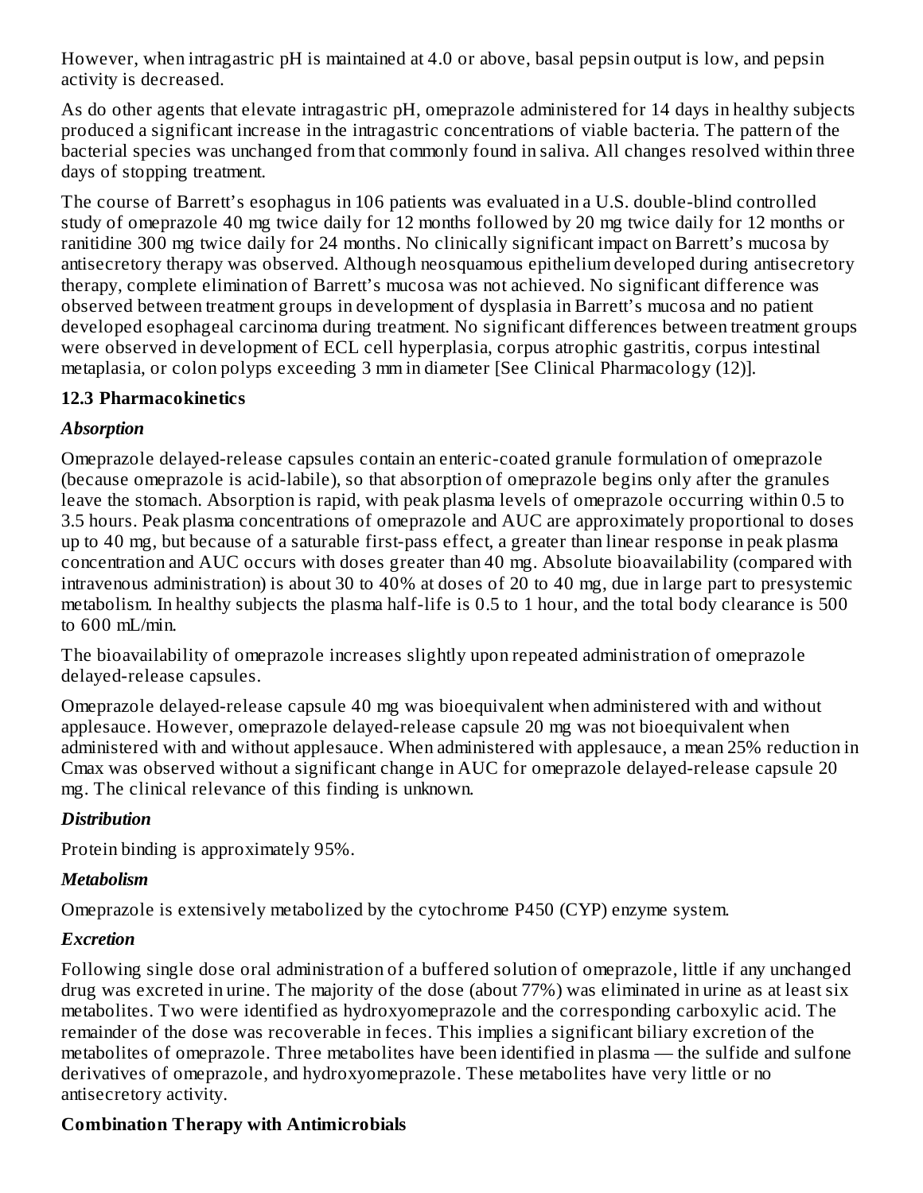However, when intragastric pH is maintained at 4.0 or above, basal pepsin output is low, and pepsin activity is decreased.

As do other agents that elevate intragastric pH, omeprazole administered for 14 days in healthy subjects produced a significant increase in the intragastric concentrations of viable bacteria. The pattern of the bacterial species was unchanged from that commonly found in saliva. All changes resolved within three days of stopping treatment.

The course of Barrett's esophagus in 106 patients was evaluated in a U.S. double-blind controlled study of omeprazole 40 mg twice daily for 12 months followed by 20 mg twice daily for 12 months or ranitidine 300 mg twice daily for 24 months. No clinically significant impact on Barrett's mucosa by antisecretory therapy was observed. Although neosquamous epithelium developed during antisecretory therapy, complete elimination of Barrett's mucosa was not achieved. No significant difference was observed between treatment groups in development of dysplasia in Barrett's mucosa and no patient developed esophageal carcinoma during treatment. No significant differences between treatment groups were observed in development of ECL cell hyperplasia, corpus atrophic gastritis, corpus intestinal metaplasia, or colon polyps exceeding 3 mm in diameter [See Clinical Pharmacology (12)].

### 12.3 Pharmacokinetics

***Absorption***

Omeprazole delayed-release capsules contain an enteric-coated granule formulation of omeprazole (because omeprazole is acid-labile), so that absorption of omeprazole begins only after the granules leave the stomach. Absorption is rapid, with peak plasma levels of omeprazole occurring within 0.5 to 3.5 hours. Peak plasma concentrations of omeprazole and AUC are approximately proportional to doses up to 40 mg, but because of a saturable first-pass effect, a greater than linear response in peak plasma concentration and AUC occurs with doses greater than 40 mg. Absolute bioavailability (compared with intravenous administration) is about 30 to 40% at doses of 20 to 40 mg, due in large part to presystemic metabolism. In healthy subjects the plasma half-life is 0.5 to 1 hour, and the total body clearance is 500 to 600 mL/min.

The bioavailability of omeprazole increases slightly upon repeated administration of omeprazole delayed-release capsules.

Omeprazole delayed-release capsule 40 mg was bioequivalent when administered with and without applesauce. However, omeprazole delayed-release capsule 20 mg was not bioequivalent when administered with and without applesauce. When administered with applesauce, a mean 25% reduction in Cmax was observed without a significant change in AUC for omeprazole delayed-release capsule 20 mg. The clinical relevance of this finding is unknown.

***Distribution***

Protein binding is approximately 95%.

***Metabolism***

Omeprazole is extensively metabolized by the cytochrome P450 (CYP) enzyme system.

***Excretion***

Following single dose oral administration of a buffered solution of omeprazole, little if any unchanged drug was excreted in urine. The majority of the dose (about 77%) was eliminated in urine as at least six metabolites. Two were identified as hydroxyomeprazole and the corresponding carboxylic acid. The remainder of the dose was recoverable in feces. This implies a significant biliary excretion of the metabolites of omeprazole. Three metabolites have been identified in plasma — the sulfide and sulfone derivatives of omeprazole, and hydroxyomeprazole. These metabolites have very little or no antisecretory activity.

**Combination Therapy with Antimicrobials**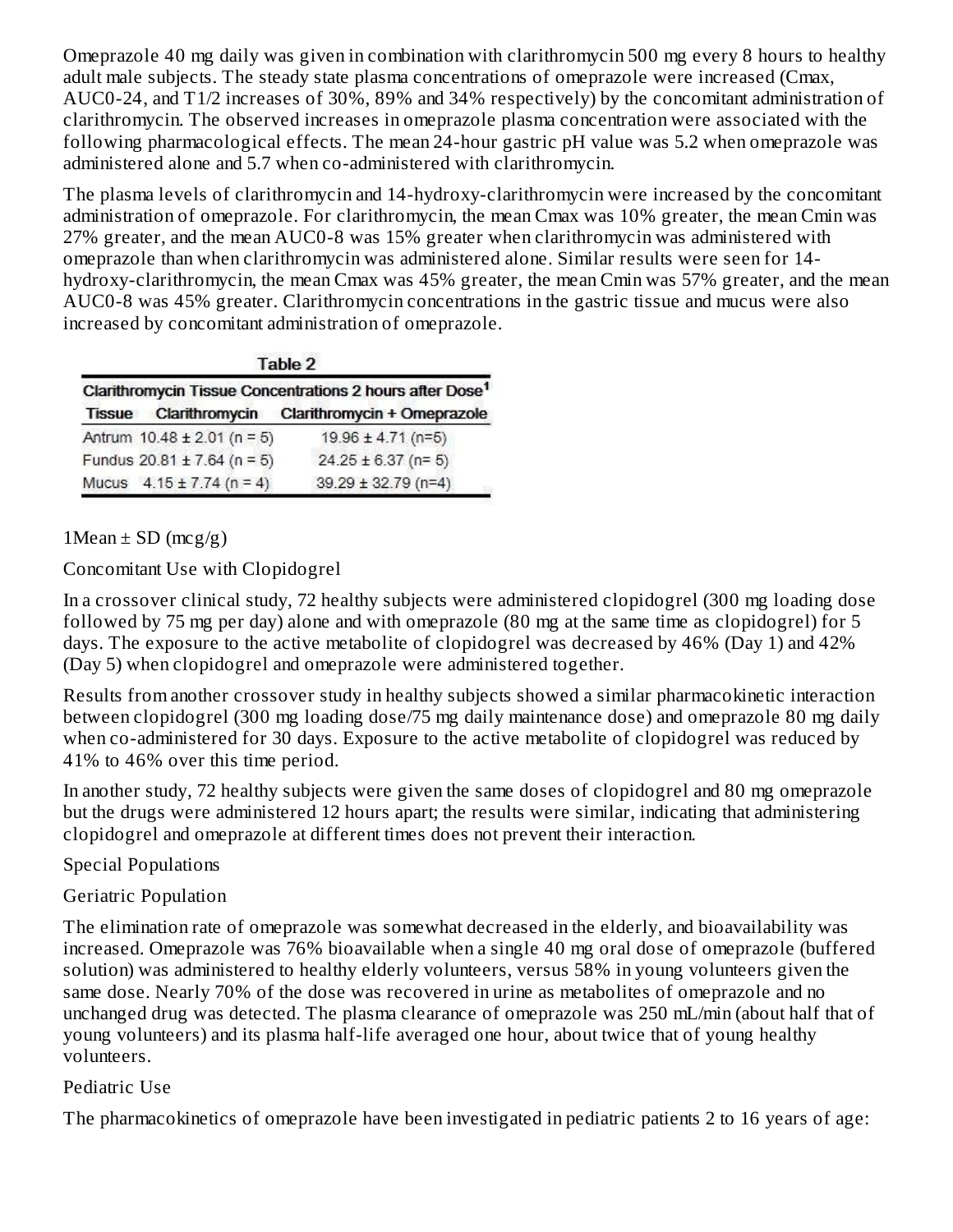Omeprazole 40 mg daily was given in combination with clarithromycin 500 mg every 8 hours to healthy adult male subjects. The steady state plasma concentrations of omeprazole were increased (Cmax, AUC0-24, and T1/2 increases of 30%, 89% and 34% respectively) by the concomitant administration of clarithromycin. The observed increases in omeprazole plasma concentration were associated with the following pharmacological effects. The mean 24-hour gastric pH value was 5.2 when omeprazole was administered alone and 5.7 when co-administered with clarithromycin.

The plasma levels of clarithromycin and 14-hydroxy-clarithromycin were increased by the concomitant administration of omeprazole. For clarithromycin, the mean Cmax was 10% greater, the mean Cmin was 27% greater, and the mean AUC0-8 was 15% greater when clarithromycin was administered with omeprazole than when clarithromycin was administered alone. Similar results were seen for 14-hydroxy-clarithromycin, the mean Cmax was 45% greater, the mean Cmin was 57% greater, and the mean AUC0-8 was 45% greater. Clarithromycin concentrations in the gastric tissue and mucus were also increased by concomitant administration of omeprazole.

Table 2

| Clarithromycin Tissue Concentrations 2 hours after Dose[1] | | |
|---|---|---|
| Tissue | Clarithromycin | Clarithromycin + Omeprazole |
| Antrum | 10.48 ± 2.01 (n = 5) | 19.96 ± 4.71 (n=5) |
| Fundus | 20.81 ± 7.64 (n = 5) | 24.25 ± 6.37 (n= 5) |
| Mucus | 4.15 ± 7.74 (n = 4) | 39.29 ± 32.79 (n=4) |

1Mean ± SD (mcg/g)

Concomitant Use with Clopidogrel

In a crossover clinical study, 72 healthy subjects were administered clopidogrel (300 mg loading dose followed by 75 mg per day) alone and with omeprazole (80 mg at the same time as clopidogrel) for 5 days. The exposure to the active metabolite of clopidogrel was decreased by 46% (Day 1) and 42% (Day 5) when clopidogrel and omeprazole were administered together.

Results from another crossover study in healthy subjects showed a similar pharmacokinetic interaction between clopidogrel (300 mg loading dose/75 mg daily maintenance dose) and omeprazole 80 mg daily when co-administered for 30 days. Exposure to the active metabolite of clopidogrel was reduced by 41% to 46% over this time period.

In another study, 72 healthy subjects were given the same doses of clopidogrel and 80 mg omeprazole but the drugs were administered 12 hours apart; the results were similar, indicating that administering clopidogrel and omeprazole at different times does not prevent their interaction.

Special Populations

Geriatric Population

The elimination rate of omeprazole was somewhat decreased in the elderly, and bioavailability was increased. Omeprazole was 76% bioavailable when a single 40 mg oral dose of omeprazole (buffered solution) was administered to healthy elderly volunteers, versus 58% in young volunteers given the same dose. Nearly 70% of the dose was recovered in urine as metabolites of omeprazole and no unchanged drug was detected. The plasma clearance of omeprazole was 250 mL/min (about half that of young volunteers) and its plasma half-life averaged one hour, about twice that of young healthy volunteers.

Pediatric Use

The pharmacokinetics of omeprazole have been investigated in pediatric patients 2 to 16 years of age: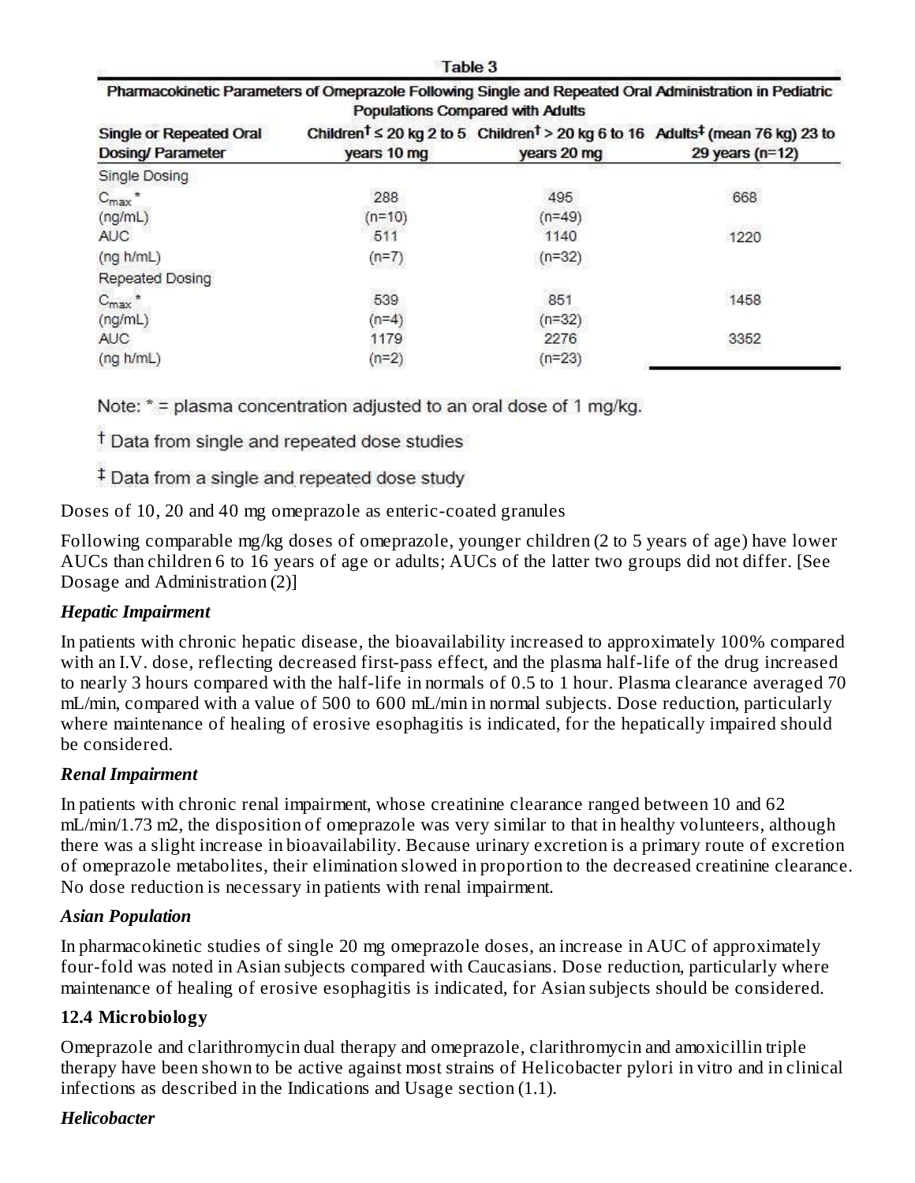Table 3

Pharmacokinetic Parameters of Omeprazole Following Single and Repeated Oral Administration in Pediatric Populations Compared with Adults

| Single or Repeated Oral Dosing/ Parameter | Children† ≤ 20 kg 2 to 5 years 10 mg | Children† > 20 kg 6 to 16 years 20 mg | Adults‡ (mean 76 kg) 23 to 29 years (n=12) |
|---|---|---|---|
| Single Dosing | | | |
| $C_{max}$ * (ng/mL) | 288 (n=10) | 495 (n=49) | 668 |
| AUC (ng h/mL) | 511 (n=7) | 1140 (n=32) | 1220 |
| Repeated Dosing | | | |
| $C_{max}$ * (ng/mL) | 539 (n=4) | 851 (n=32) | 1458 |
| AUC (ng h/mL) | 1179 (n=2) | 2276 (n=23) | 3352 |

Note: * = plasma concentration adjusted to an oral dose of 1 mg/kg.

† Data from single and repeated dose studies

‡ Data from a single and repeated dose study

Doses of 10, 20 and 40 mg omeprazole as enteric-coated granules

Following comparable mg/kg doses of omeprazole, younger children (2 to 5 years of age) have lower AUCs than children 6 to 16 years of age or adults; AUCs of the latter two groups did not differ. [See Dosage and Administration (2)]

***Hepatic Impairment***

In patients with chronic hepatic disease, the bioavailability increased to approximately 100% compared with an I.V. dose, reflecting decreased first-pass effect, and the plasma half-life of the drug increased to nearly 3 hours compared with the half-life in normals of 0.5 to 1 hour. Plasma clearance averaged 70 mL/min, compared with a value of 500 to 600 mL/min in normal subjects. Dose reduction, particularly where maintenance of healing of erosive esophagitis is indicated, for the hepatically impaired should be considered.

***Renal Impairment***

In patients with chronic renal impairment, whose creatinine clearance ranged between 10 and 62 mL/min/1.73 m2, the disposition of omeprazole was very similar to that in healthy volunteers, although there was a slight increase in bioavailability. Because urinary excretion is a primary route of excretion of omeprazole metabolites, their elimination slowed in proportion to the decreased creatinine clearance. No dose reduction is necessary in patients with renal impairment.

***Asian Population***

In pharmacokinetic studies of single 20 mg omeprazole doses, an increase in AUC of approximately four-fold was noted in Asian subjects compared with Caucasians. Dose reduction, particularly where maintenance of healing of erosive esophagitis is indicated, for Asian subjects should be considered.

### 12.4 Microbiology

Omeprazole and clarithromycin dual therapy and omeprazole, clarithromycin and amoxicillin triple therapy have been shown to be active against most strains of Helicobacter pylori in vitro and in clinical infections as described in the Indications and Usage section (1.1).

***Helicobacter***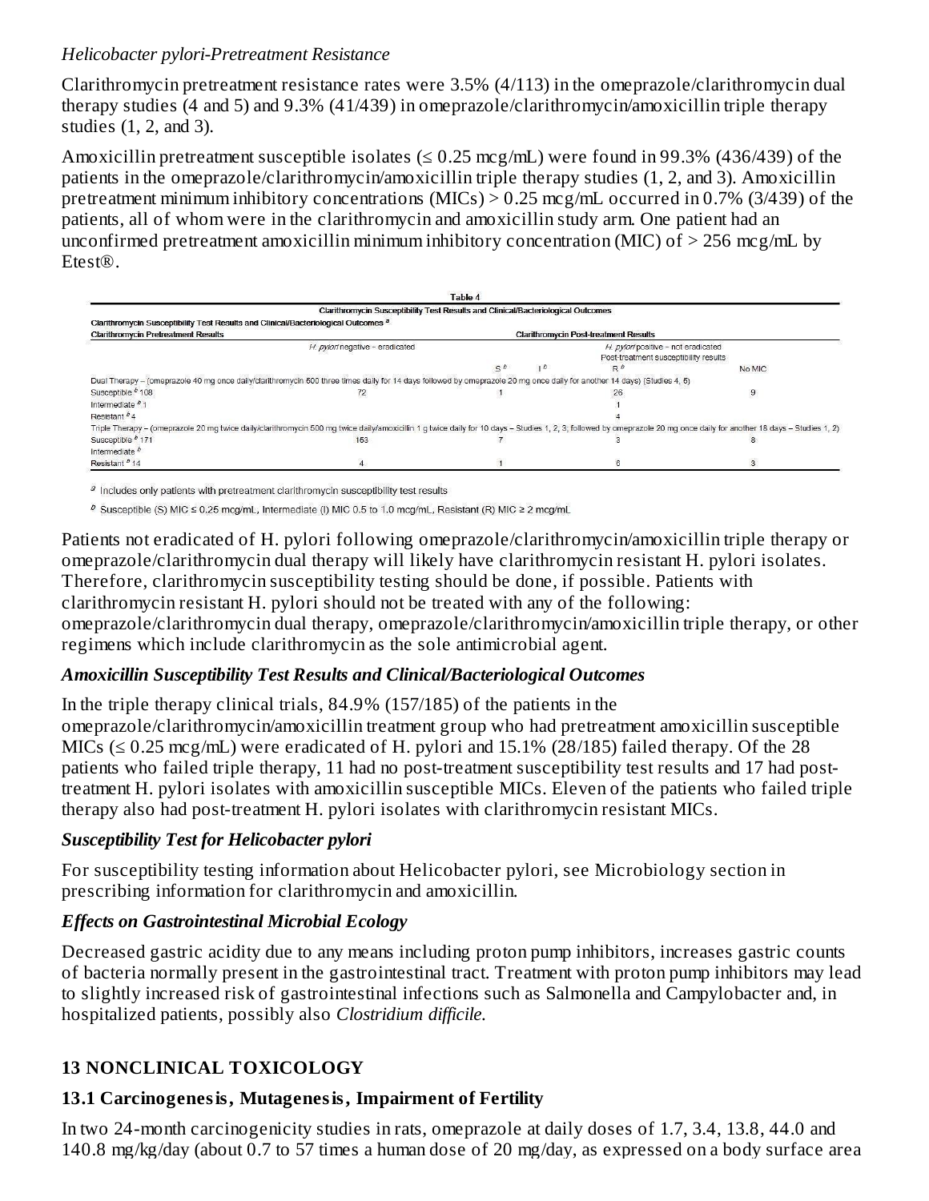*Helicobacter pylori-Pretreatment Resistance*

Clarithromycin pretreatment resistance rates were 3.5% (4/113) in the omeprazole/clarithromycin dual therapy studies (4 and 5) and 9.3% (41/439) in omeprazole/clarithromycin/amoxicillin triple therapy studies (1, 2, and 3).

Amoxicillin pretreatment susceptible isolates (≤ 0.25 mcg/mL) were found in 99.3% (436/439) of the patients in the omeprazole/clarithromycin/amoxicillin triple therapy studies (1, 2, and 3). Amoxicillin pretreatment minimum inhibitory concentrations (MICs) > 0.25 mcg/mL occurred in 0.7% (3/439) of the patients, all of whom were in the clarithromycin and amoxicillin study arm. One patient had an unconfirmed pretreatment amoxicillin minimum inhibitory concentration (MIC) of > 256 mcg/mL by Etest®.

**Table 4**

**Clarithromycin Susceptibility Test Results and Clinical/Bacteriological Outcomes**

| Clarithromycin Susceptibility Test Results and Clinical/Bacteriological Outcomes [a] | | | | | |
|---|---|---|---|---|---|
| **Clarithromycin Pretreatment Results** | **Clarithromycin Post-treatment Results** | | | | |
| | *H. pylori* negative – eradicated | *H. pylori* positive – not eradicated Post-treatment susceptibility results | | | |
| | | S [b] | I [b] | R [b] | No MIC |
| Dual Therapy – (omeprazole 40 mg once daily/clarithromycin 500 mg three times daily for 14 days followed by omeprazole 20 mg once daily for another 14 days) (Studies 4, 5) | | | | | |
| Susceptible [b] 108 | 72 | 1 | | 26 | 9 |
| Intermediate [b] 1 | | | | 1 | |
| Resistant [b] 4 | | | | 4 | |
| Triple Therapy – (omeprazole 20 mg twice daily/clarithromycin 500 mg twice daily/amoxicillin 1 g twice daily for 10 days – Studies 1, 2, 3; followed by omeprazole 20 mg once daily for another 18 days – Studies 1, 2) | | | | | |
| Susceptible [b] 171 | 153 | 7 | | 3 | 8 |
| Intermediate [b] | | | | | |
| Resistant [b] 14 | 4 | 1 | | 6 | 3 |

[a] Includes only patients with pretreatment clarithromycin susceptibility test results

[b] Susceptible (S) MIC ≤ 0.25 mcg/mL, Intermediate (I) MIC 0.5 to 1.0 mcg/mL, Resistant (R) MIC ≥ 2 mcg/mL

Patients not eradicated of H. pylori following omeprazole/clarithromycin/amoxicillin triple therapy or omeprazole/clarithromycin dual therapy will likely have clarithromycin resistant H. pylori isolates. Therefore, clarithromycin susceptibility testing should be done, if possible. Patients with clarithromycin resistant H. pylori should not be treated with any of the following: omeprazole/clarithromycin dual therapy, omeprazole/clarithromycin/amoxicillin triple therapy, or other regimens which include clarithromycin as the sole antimicrobial agent.

### *Amoxicillin Susceptibility Test Results and Clinical/Bacteriological Outcomes*

In the triple therapy clinical trials, 84.9% (157/185) of the patients in the omeprazole/clarithromycin/amoxicillin treatment group who had pretreatment amoxicillin susceptible MICs (≤ 0.25 mcg/mL) were eradicated of H. pylori and 15.1% (28/185) failed therapy. Of the 28 patients who failed triple therapy, 11 had no post-treatment susceptibility test results and 17 had post-treatment H. pylori isolates with amoxicillin susceptible MICs. Eleven of the patients who failed triple therapy also had post-treatment H. pylori isolates with clarithromycin resistant MICs.

### *Susceptibility Test for Helicobacter pylori*

For susceptibility testing information about Helicobacter pylori, see Microbiology section in prescribing information for clarithromycin and amoxicillin.

### *Effects on Gastrointestinal Microbial Ecology*

Decreased gastric acidity due to any means including proton pump inhibitors, increases gastric counts of bacteria normally present in the gastrointestinal tract. Treatment with proton pump inhibitors may lead to slightly increased risk of gastrointestinal infections such as Salmonella and Campylobacter and, in hospitalized patients, possibly also *Clostridium difficile.*

## 13 NONCLINICAL TOXICOLOGY

### 13.1 Carcinogenesis, Mutagenesis, Impairment of Fertility

In two 24-month carcinogenicity studies in rats, omeprazole at daily doses of 1.7, 3.4, 13.8, 44.0 and 140.8 mg/kg/day (about 0.7 to 57 times a human dose of 20 mg/day, as expressed on a body surface area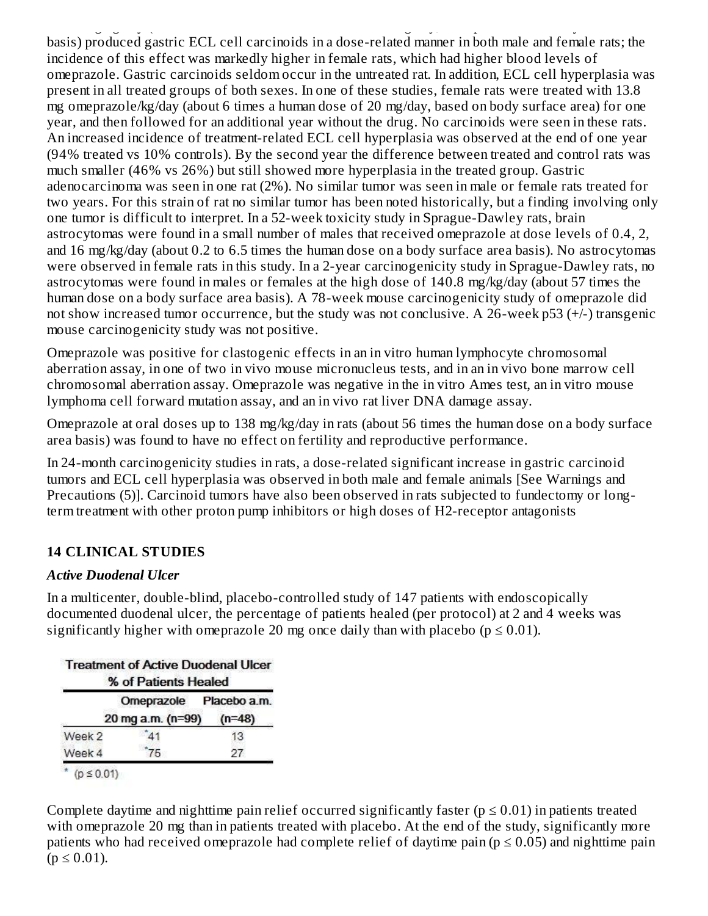basis) produced gastric ECL cell carcinoids in a dose-related manner in both male and female rats; the incidence of this effect was markedly higher in female rats, which had higher blood levels of omeprazole. Gastric carcinoids seldom occur in the untreated rat. In addition, ECL cell hyperplasia was present in all treated groups of both sexes. In one of these studies, female rats were treated with 13.8 mg omeprazole/kg/day (about 6 times a human dose of 20 mg/day, based on body surface area) for one year, and then followed for an additional year without the drug. No carcinoids were seen in these rats. An increased incidence of treatment-related ECL cell hyperplasia was observed at the end of one year (94% treated vs 10% controls). By the second year the difference between treated and control rats was much smaller (46% vs 26%) but still showed more hyperplasia in the treated group. Gastric adenocarcinoma was seen in one rat (2%). No similar tumor was seen in male or female rats treated for two years. For this strain of rat no similar tumor has been noted historically, but a finding involving only one tumor is difficult to interpret. In a 52-week toxicity study in Sprague-Dawley rats, brain astrocytomas were found in a small number of males that received omeprazole at dose levels of 0.4, 2, and 16 mg/kg/day (about 0.2 to 6.5 times the human dose on a body surface area basis). No astrocytomas were observed in female rats in this study. In a 2-year carcinogenicity study in Sprague-Dawley rats, no astrocytomas were found in males or females at the high dose of 140.8 mg/kg/day (about 57 times the human dose on a body surface area basis). A 78-week mouse carcinogenicity study of omeprazole did not show increased tumor occurrence, but the study was not conclusive. A 26-week p53 (+/-) transgenic mouse carcinogenicity study was not positive.

Omeprazole was positive for clastogenic effects in an in vitro human lymphocyte chromosomal aberration assay, in one of two in vivo mouse micronucleus tests, and in an in vivo bone marrow cell chromosomal aberration assay. Omeprazole was negative in the in vitro Ames test, an in vitro mouse lymphoma cell forward mutation assay, and an in vivo rat liver DNA damage assay.

Omeprazole at oral doses up to 138 mg/kg/day in rats (about 56 times the human dose on a body surface area basis) was found to have no effect on fertility and reproductive performance.

In 24-month carcinogenicity studies in rats, a dose-related significant increase in gastric carcinoid tumors and ECL cell hyperplasia was observed in both male and female animals [See Warnings and Precautions (5)]. Carcinoid tumors have also been observed in rats subjected to fundectomy or long-term treatment with other proton pump inhibitors or high doses of H2-receptor antagonists

## 14 CLINICAL STUDIES

### *Active Duodenal Ulcer*

In a multicenter, double-blind, placebo-controlled study of 147 patients with endoscopically documented duodenal ulcer, the percentage of patients healed (per protocol) at 2 and 4 weeks was significantly higher with omeprazole 20 mg once daily than with placebo ($p \leq 0.01$).

**Treatment of Active Duodenal Ulcer**
**% of Patients Healed**

| | Omeprazole 20 mg a.m. (n=99) | Placebo a.m. (n=48) |
|---|---|---|
| Week 2 | *41 | 13 |
| Week 4 | *75 | 27 |

* ($p \leq 0.01$)

Complete daytime and nighttime pain relief occurred significantly faster ($p \leq 0.01$) in patients treated with omeprazole 20 mg than in patients treated with placebo. At the end of the study, significantly more patients who had received omeprazole had complete relief of daytime pain ($p \leq 0.05$) and nighttime pain ($p \leq 0.01$).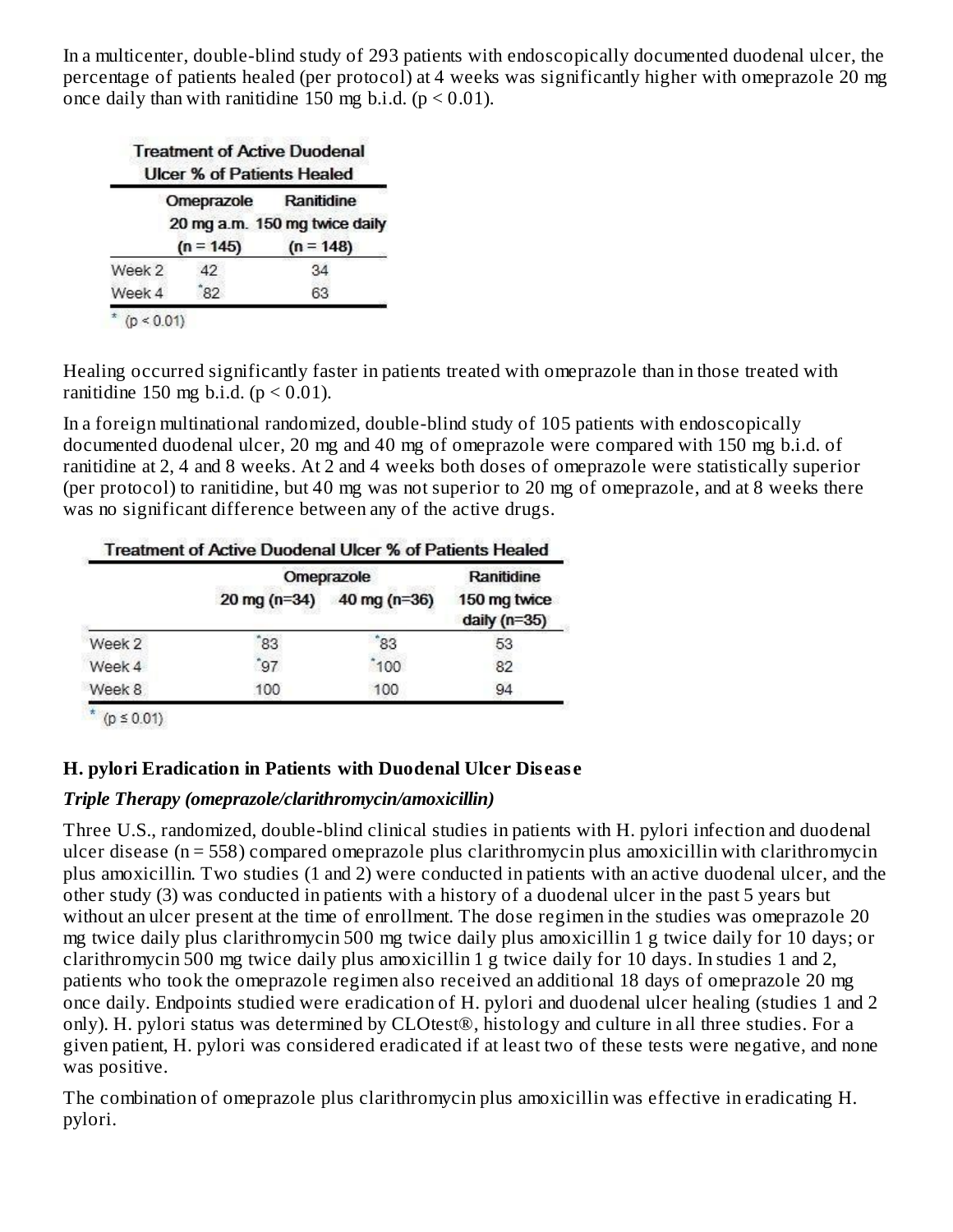In a multicenter, double-blind study of 293 patients with endoscopically documented duodenal ulcer, the percentage of patients healed (per protocol) at 4 weeks was significantly higher with omeprazole 20 mg once daily than with ranitidine 150 mg b.i.d. ($p < 0.01$).

**Treatment of Active Duodenal Ulcer % of Patients Healed**

| | Omeprazole 20 mg a.m. (n = 145) | Ranitidine 150 mg twice daily (n = 148) |
|---|---|---|
| Week 2 | 42 | 34 |
| Week 4 | *82 | 63 |

* ($p < 0.01$)

Healing occurred significantly faster in patients treated with omeprazole than in those treated with ranitidine 150 mg b.i.d. ($p < 0.01$).

In a foreign multinational randomized, double-blind study of 105 patients with endoscopically documented duodenal ulcer, 20 mg and 40 mg of omeprazole were compared with 150 mg b.i.d. of ranitidine at 2, 4 and 8 weeks. At 2 and 4 weeks both doses of omeprazole were statistically superior (per protocol) to ranitidine, but 40 mg was not superior to 20 mg of omeprazole, and at 8 weeks there was no significant difference between any of the active drugs.

**Treatment of Active Duodenal Ulcer % of Patients Healed**

| | Omeprazole | | Ranitidine |
|---|---|---|---|
| | 20 mg (n=34) | 40 mg (n=36) | 150 mg twice daily (n=35) |
| Week 2 | *83 | *83 | 53 |
| Week 4 | *97 | *100 | 82 |
| Week 8 | 100 | 100 | 94 |

* ($p \leq 0.01$)

### H. pylori Eradication in Patients with Duodenal Ulcer Disease

***Triple Therapy (omeprazole/clarithromycin/amoxicillin)***

Three U.S., randomized, double-blind clinical studies in patients with H. pylori infection and duodenal ulcer disease (n = 558) compared omeprazole plus clarithromycin plus amoxicillin with clarithromycin plus amoxicillin. Two studies (1 and 2) were conducted in patients with an active duodenal ulcer, and the other study (3) was conducted in patients with a history of a duodenal ulcer in the past 5 years but without an ulcer present at the time of enrollment. The dose regimen in the studies was omeprazole 20 mg twice daily plus clarithromycin 500 mg twice daily plus amoxicillin 1 g twice daily for 10 days; or clarithromycin 500 mg twice daily plus amoxicillin 1 g twice daily for 10 days. In studies 1 and 2, patients who took the omeprazole regimen also received an additional 18 days of omeprazole 20 mg once daily. Endpoints studied were eradication of H. pylori and duodenal ulcer healing (studies 1 and 2 only). H. pylori status was determined by CLOtest®, histology and culture in all three studies. For a given patient, H. pylori was considered eradicated if at least two of these tests were negative, and none was positive.

The combination of omeprazole plus clarithromycin plus amoxicillin was effective in eradicating H. pylori.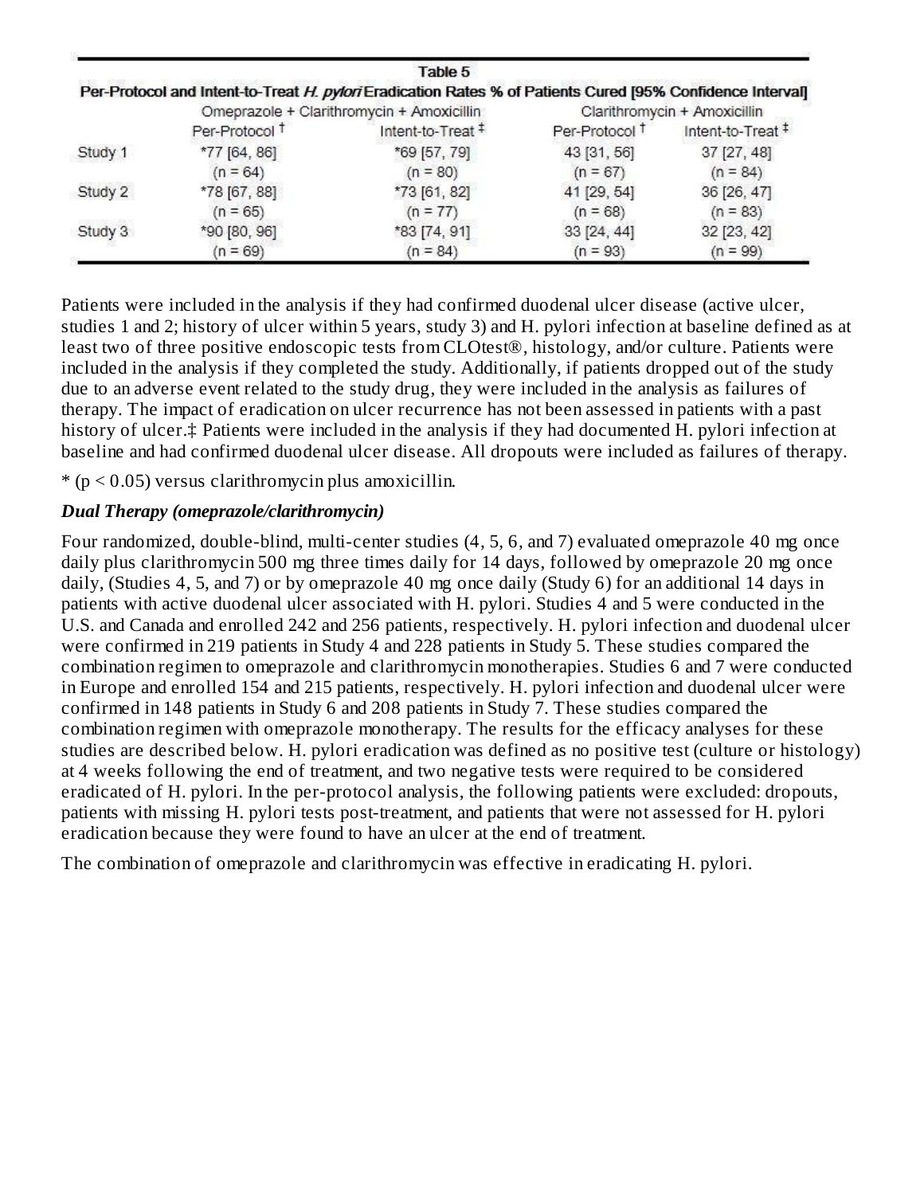**Table 5**

**Per-Protocol and Intent-to-Treat *H. pylori* Eradication Rates % of Patients Cured [95% Confidence Interval]**

| | Omeprazole + Clarithromycin + Amoxicillin | | Clarithromycin + Amoxicillin | |
|---|---|---|---|---|
| | Per-Protocol † | Intent-to-Treat ‡ | Per-Protocol † | Intent-to-Treat ‡ |
| Study 1 | *77 [64, 86] (n = 64) | *69 [57, 79] (n = 80) | 43 [31, 56] (n = 67) | 37 [27, 48] (n = 84) |
| Study 2 | *78 [67, 88] (n = 65) | *73 [61, 82] (n = 77) | 41 [29, 54] (n = 68) | 36 [26, 47] (n = 83) |
| Study 3 | *90 [80, 96] (n = 69) | *83 [74, 91] (n = 84) | 33 [24, 44] (n = 93) | 32 [23, 42] (n = 99) |

Patients were included in the analysis if they had confirmed duodenal ulcer disease (active ulcer, studies 1 and 2; history of ulcer within 5 years, study 3) and H. pylori infection at baseline defined as at least two of three positive endoscopic tests from CLOtest®, histology, and/or culture. Patients were included in the analysis if they completed the study. Additionally, if patients dropped out of the study due to an adverse event related to the study drug, they were included in the analysis as failures of therapy. The impact of eradication on ulcer recurrence has not been assessed in patients with a past history of ulcer.‡ Patients were included in the analysis if they had documented H. pylori infection at baseline and had confirmed duodenal ulcer disease. All dropouts were included as failures of therapy.

* ($p < 0.05$) versus clarithromycin plus amoxicillin.

***Dual Therapy (omeprazole/clarithromycin)***

Four randomized, double-blind, multi-center studies (4, 5, 6, and 7) evaluated omeprazole 40 mg once daily plus clarithromycin 500 mg three times daily for 14 days, followed by omeprazole 20 mg once daily, (Studies 4, 5, and 7) or by omeprazole 40 mg once daily (Study 6) for an additional 14 days in patients with active duodenal ulcer associated with H. pylori. Studies 4 and 5 were conducted in the U.S. and Canada and enrolled 242 and 256 patients, respectively. H. pylori infection and duodenal ulcer were confirmed in 219 patients in Study 4 and 228 patients in Study 5. These studies compared the combination regimen to omeprazole and clarithromycin monotherapies. Studies 6 and 7 were conducted in Europe and enrolled 154 and 215 patients, respectively. H. pylori infection and duodenal ulcer were confirmed in 148 patients in Study 6 and 208 patients in Study 7. These studies compared the combination regimen with omeprazole monotherapy. The results for the efficacy analyses for these studies are described below. H. pylori eradication was defined as no positive test (culture or histology) at 4 weeks following the end of treatment, and two negative tests were required to be considered eradicated of H. pylori. In the per-protocol analysis, the following patients were excluded: dropouts, patients with missing H. pylori tests post-treatment, and patients that were not assessed for H. pylori eradication because they were found to have an ulcer at the end of treatment.

The combination of omeprazole and clarithromycin was effective in eradicating H. pylori.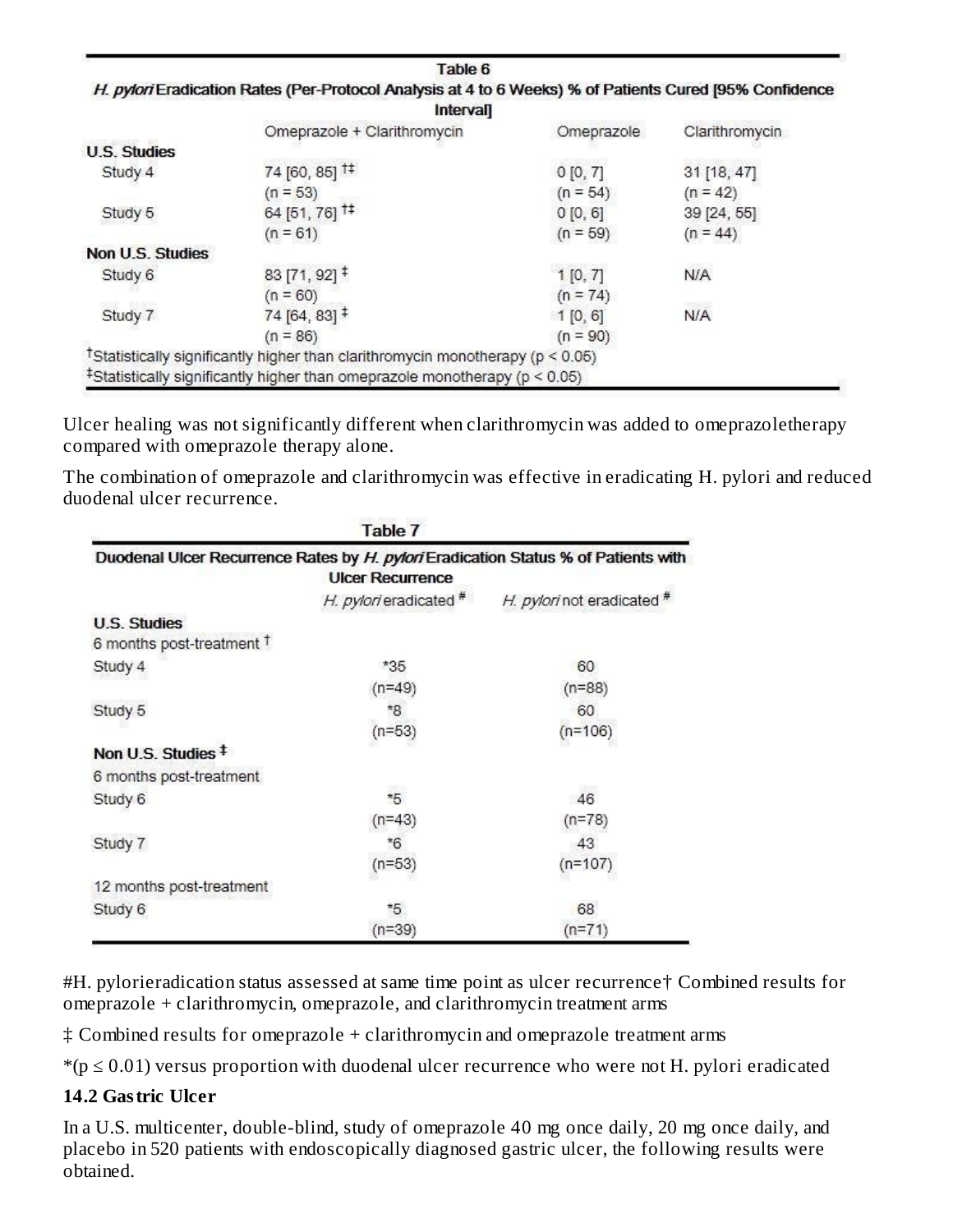**Table 6**

**H. pylori Eradication Rates (Per-Protocol Analysis at 4 to 6 Weeks) % of Patients Cured [95% Confidence Interval]**

| | Omeprazole + Clarithromycin | Omeprazole | Clarithromycin |
|---|---|---|---|
| **U.S. Studies** | | | |
| Study 4 | 74 [60, 85] †‡ (n = 53) | 0 [0, 7] (n = 54) | 31 [18, 47] (n = 42) |
| Study 5 | 64 [51, 76] †‡ (n = 61) | 0 [0, 6] (n = 59) | 39 [24, 55] (n = 44) |
| **Non U.S. Studies** | | | |
| Study 6 | 83 [71, 92] ‡ (n = 60) | 1 [0, 7] (n = 74) | N/A |
| Study 7 | 74 [64, 83] ‡ (n = 86) | 1 [0, 6] (n = 90) | N/A |

†Statistically significantly higher than clarithromycin monotherapy ($p < 0.05$)
‡Statistically significantly higher than omeprazole monotherapy ($p < 0.05$)

Ulcer healing was not significantly different when clarithromycin was added to omeprazoletherapy compared with omeprazole therapy alone.

The combination of omeprazole and clarithromycin was effective in eradicating H. pylori and reduced duodenal ulcer recurrence.

**Table 7**

**Duodenal Ulcer Recurrence Rates by H. pylori Eradication Status % of Patients with Ulcer Recurrence**

| | H. pylori eradicated # | H. pylori not eradicated # |
|---|---|---|
| **U.S. Studies** | | |
| 6 months post-treatment † | | |
| Study 4 | *35 (n=49) | 60 (n=88) |
| Study 5 | *8 (n=53) | 60 (n=106) |
| **Non U.S. Studies ‡** | | |
| 6 months post-treatment | | |
| Study 6 | *5 (n=43) | 46 (n=78) |
| Study 7 | *6 (n=53) | 43 (n=107) |
| 12 months post-treatment | | |
| Study 6 | *5 (n=39) | 68 (n=71) |

#H. pylorieradication status assessed at same time point as ulcer recurrence† Combined results for omeprazole + clarithromycin, omeprazole, and clarithromycin treatment arms

‡ Combined results for omeprazole + clarithromycin and omeprazole treatment arms

*($p \leq 0.01$) versus proportion with duodenal ulcer recurrence who were not H. pylori eradicated

### 14.2 Gastric Ulcer

In a U.S. multicenter, double-blind, study of omeprazole 40 mg once daily, 20 mg once daily, and placebo in 520 patients with endoscopically diagnosed gastric ulcer, the following results were obtained.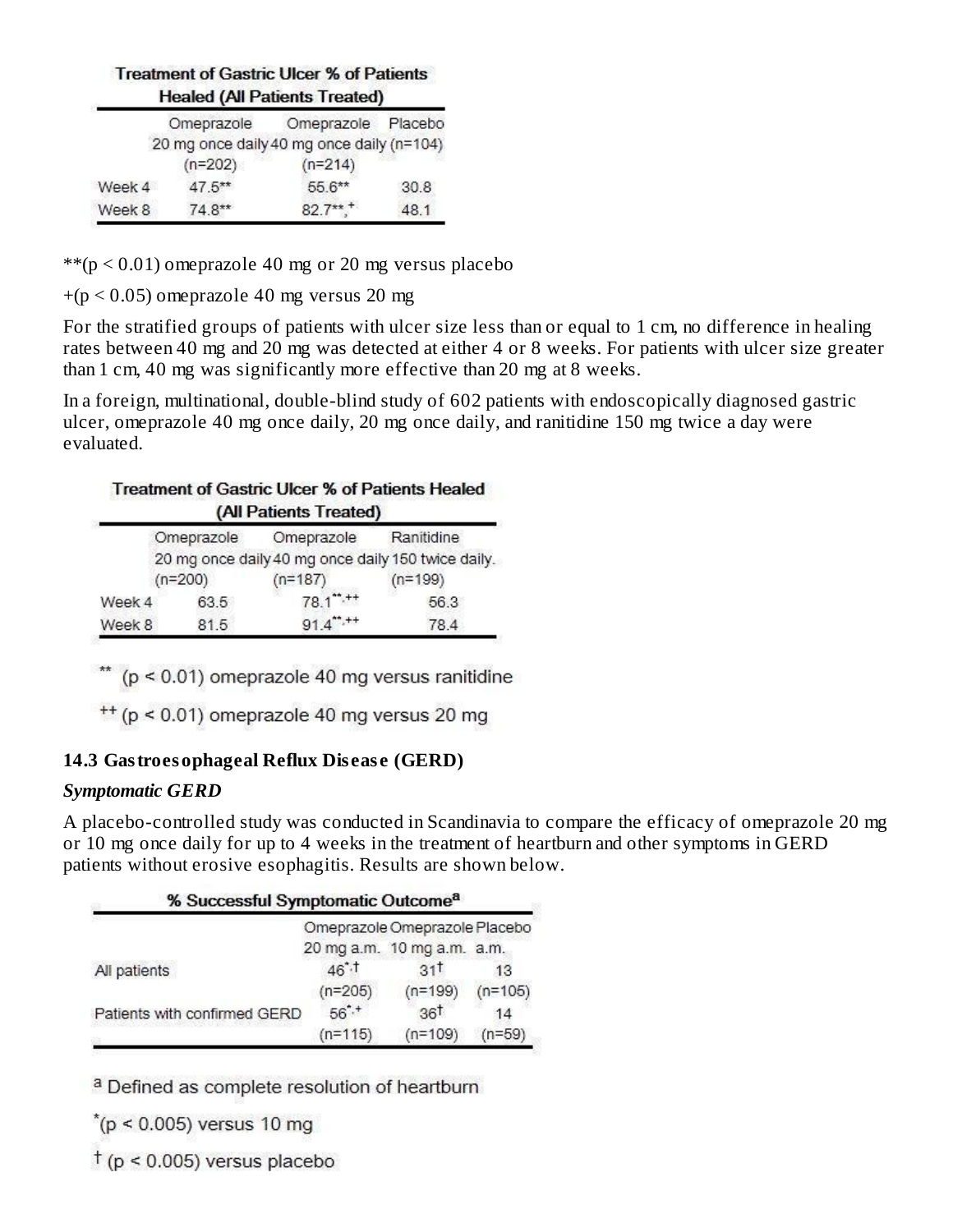**Treatment of Gastric Ulcer % of Patients Healed (All Patients Treated)**

| | Omeprazole 20 mg once daily (n=202) | Omeprazole 40 mg once daily (n=214) | Placebo (n=104) |
|---|---|---|---|
| Week 4 | 47.5** | 55.6** | 30.8 |
| Week 8 | 74.8** | 82.7**,+ | 48.1 |

**(p < 0.01) omeprazole 40 mg or 20 mg versus placebo

+(p < 0.05) omeprazole 40 mg versus 20 mg

For the stratified groups of patients with ulcer size less than or equal to 1 cm, no difference in healing rates between 40 mg and 20 mg was detected at either 4 or 8 weeks. For patients with ulcer size greater than 1 cm, 40 mg was significantly more effective than 20 mg at 8 weeks.

In a foreign, multinational, double-blind study of 602 patients with endoscopically diagnosed gastric ulcer, omeprazole 40 mg once daily, 20 mg once daily, and ranitidine 150 mg twice a day were evaluated.

**Treatment of Gastric Ulcer % of Patients Healed (All Patients Treated)**

| | Omeprazole 20 mg once daily (n=200) | Omeprazole 40 mg once daily (n=187) | Ranitidine 150 twice daily. (n=199) |
|---|---|---|---|
| Week 4 | 63.5 | 78.1**,++ | 56.3 |
| Week 8 | 81.5 | 91.4**,++ | 78.4 |

** (p < 0.01) omeprazole 40 mg versus ranitidine

++ (p < 0.01) omeprazole 40 mg versus 20 mg

### 14.3 Gastroesophageal Reflux Disease (GERD)

***Symptomatic GERD***

A placebo-controlled study was conducted in Scandinavia to compare the efficacy of omeprazole 20 mg or 10 mg once daily for up to 4 weeks in the treatment of heartburn and other symptoms in GERD patients without erosive esophagitis. Results are shown below.

**% Successful Symptomatic Outcome[a]**

| | Omeprazole 20 mg a.m. | Omeprazole 10 mg a.m. | Placebo a.m. |
|---|---|---|---|
| All patients | 46*,† (n=205) | 31† (n=199) | 13 (n=105) |
| Patients with confirmed GERD | 56*,† (n=115) | 36† (n=109) | 14 (n=59) |

[a] Defined as complete resolution of heartburn

*(p < 0.005) versus 10 mg

† (p < 0.005) versus placebo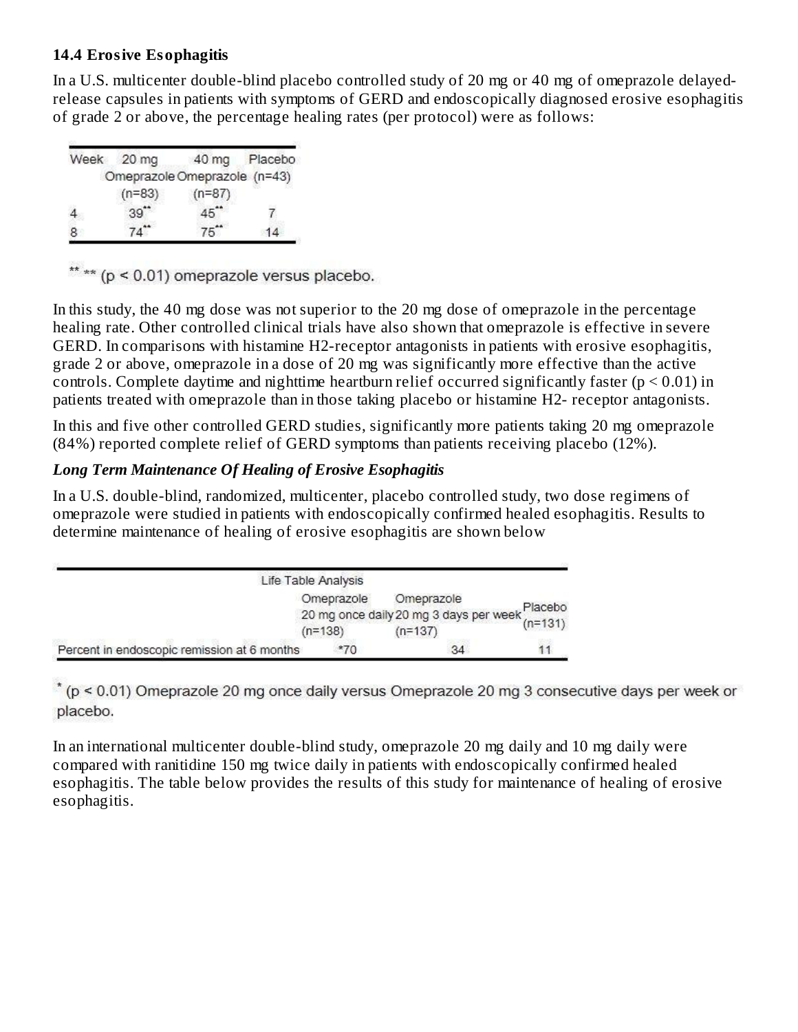### 14.4 Erosive Esophagitis

In a U.S. multicenter double-blind placebo controlled study of 20 mg or 40 mg of omeprazole delayed-release capsules in patients with symptoms of GERD and endoscopically diagnosed erosive esophagitis of grade 2 or above, the percentage healing rates (per protocol) were as follows:

| Week | 20 mg Omeprazole (n=83) | 40 mg Omeprazole (n=87) | Placebo (n=43) |
|---|---|---|---|
| 4 | 39** | 45** | 7 |
| 8 | 74** | 75** | 14 |

** ** ($p < 0.01$) omeprazole versus placebo.

In this study, the 40 mg dose was not superior to the 20 mg dose of omeprazole in the percentage healing rate. Other controlled clinical trials have also shown that omeprazole is effective in severe GERD. In comparisons with histamine H2-receptor antagonists in patients with erosive esophagitis, grade 2 or above, omeprazole in a dose of 20 mg was significantly more effective than the active controls. Complete daytime and nighttime heartburn relief occurred significantly faster ($p < 0.01$) in patients treated with omeprazole than in those taking placebo or histamine H2- receptor antagonists.

In this and five other controlled GERD studies, significantly more patients taking 20 mg omeprazole (84%) reported complete relief of GERD symptoms than patients receiving placebo (12%).

***Long Term Maintenance Of Healing of Erosive Esophagitis***

In a U.S. double-blind, randomized, multicenter, placebo controlled study, two dose regimens of omeprazole were studied in patients with endoscopically confirmed healed esophagitis. Results to determine maintenance of healing of erosive esophagitis are shown below

| | Life Table Analysis | | |
|---|---|---|---|
| | Omeprazole 20 mg once daily (n=138) | Omeprazole 20 mg 3 days per week (n=137) | Placebo (n=131) |
| Percent in endoscopic remission at 6 months | *70 | 34 | 11 |

* ($p < 0.01$) Omeprazole 20 mg once daily versus Omeprazole 20 mg 3 consecutive days per week or placebo.

In an international multicenter double-blind study, omeprazole 20 mg daily and 10 mg daily were compared with ranitidine 150 mg twice daily in patients with endoscopically confirmed healed esophagitis. The table below provides the results of this study for maintenance of healing of erosive esophagitis.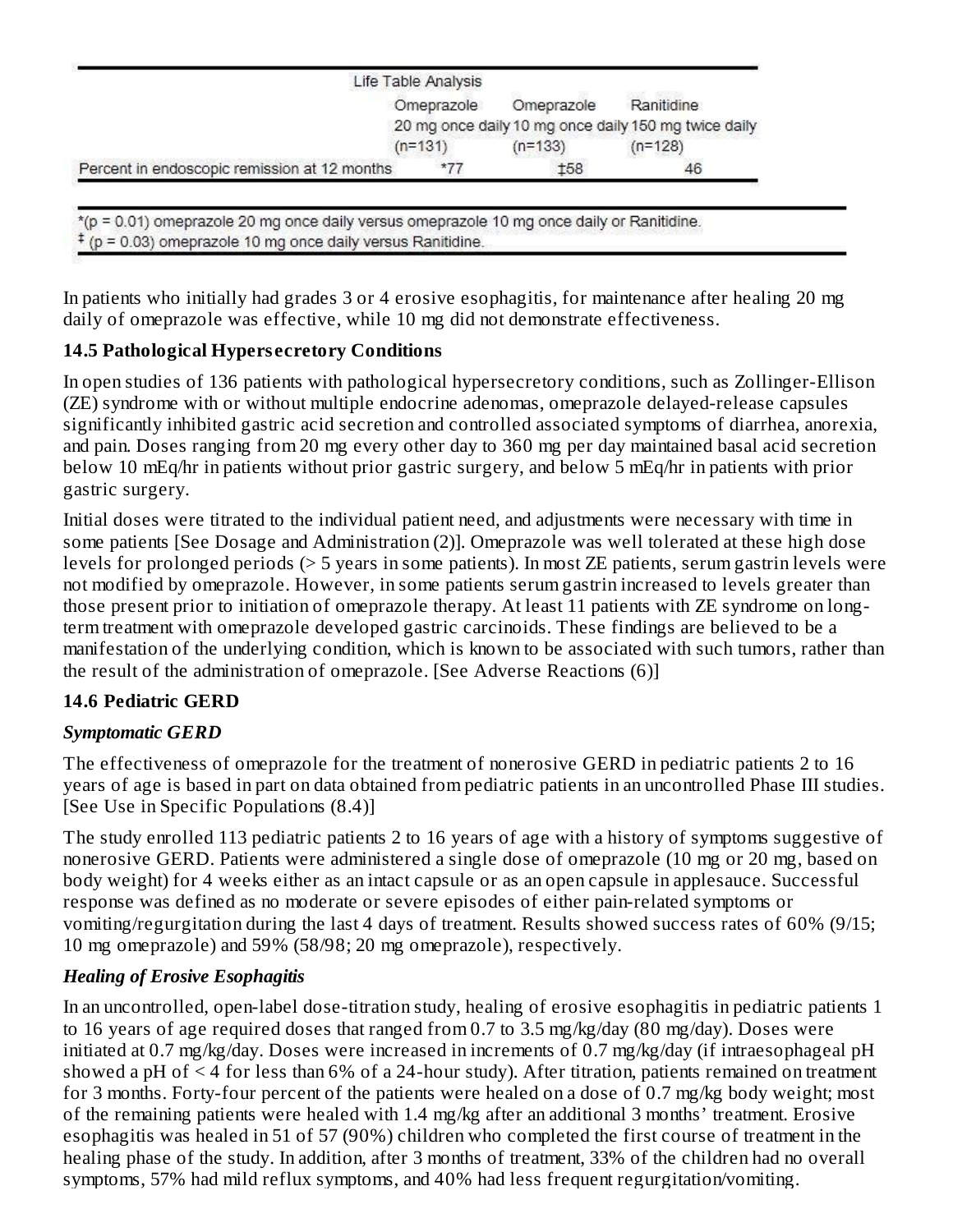| Life Table Analysis | Omeprazole 20 mg once daily (n=131) | Omeprazole 10 mg once daily (n=133) | Ranitidine 150 mg twice daily (n=128) |
|---|---|---|---|
| Percent in endoscopic remission at 12 months | *77 | ‡58 | 46 |

*(p = 0.01) omeprazole 20 mg once daily versus omeprazole 10 mg once daily or Ranitidine.
‡ (p = 0.03) omeprazole 10 mg once daily versus Ranitidine.

In patients who initially had grades 3 or 4 erosive esophagitis, for maintenance after healing 20 mg daily of omeprazole was effective, while 10 mg did not demonstrate effectiveness.

### 14.5 Pathological Hypersecretory Conditions

In open studies of 136 patients with pathological hypersecretory conditions, such as Zollinger-Ellison (ZE) syndrome with or without multiple endocrine adenomas, omeprazole delayed-release capsules significantly inhibited gastric acid secretion and controlled associated symptoms of diarrhea, anorexia, and pain. Doses ranging from 20 mg every other day to 360 mg per day maintained basal acid secretion below 10 mEq/hr in patients without prior gastric surgery, and below 5 mEq/hr in patients with prior gastric surgery.

Initial doses were titrated to the individual patient need, and adjustments were necessary with time in some patients [See Dosage and Administration (2)]. Omeprazole was well tolerated at these high dose levels for prolonged periods (> 5 years in some patients). In most ZE patients, serum gastrin levels were not modified by omeprazole. However, in some patients serum gastrin increased to levels greater than those present prior to initiation of omeprazole therapy. At least 11 patients with ZE syndrome on long-term treatment with omeprazole developed gastric carcinoids. These findings are believed to be a manifestation of the underlying condition, which is known to be associated with such tumors, rather than the result of the administration of omeprazole. [See Adverse Reactions (6)]

### 14.6 Pediatric GERD

***Symptomatic GERD***

The effectiveness of omeprazole for the treatment of nonerosive GERD in pediatric patients 2 to 16 years of age is based in part on data obtained from pediatric patients in an uncontrolled Phase III studies. [See Use in Specific Populations (8.4)]

The study enrolled 113 pediatric patients 2 to 16 years of age with a history of symptoms suggestive of nonerosive GERD. Patients were administered a single dose of omeprazole (10 mg or 20 mg, based on body weight) for 4 weeks either as an intact capsule or as an open capsule in applesauce. Successful response was defined as no moderate or severe episodes of either pain-related symptoms or vomiting/regurgitation during the last 4 days of treatment. Results showed success rates of 60% (9/15; 10 mg omeprazole) and 59% (58/98; 20 mg omeprazole), respectively.

***Healing of Erosive Esophagitis***

In an uncontrolled, open-label dose-titration study, healing of erosive esophagitis in pediatric patients 1 to 16 years of age required doses that ranged from 0.7 to 3.5 mg/kg/day (80 mg/day). Doses were initiated at 0.7 mg/kg/day. Doses were increased in increments of 0.7 mg/kg/day (if intraesophageal pH showed a pH of < 4 for less than 6% of a 24-hour study). After titration, patients remained on treatment for 3 months. Forty-four percent of the patients were healed on a dose of 0.7 mg/kg body weight; most of the remaining patients were healed with 1.4 mg/kg after an additional 3 months' treatment. Erosive esophagitis was healed in 51 of 57 (90%) children who completed the first course of treatment in the healing phase of the study. In addition, after 3 months of treatment, 33% of the children had no overall symptoms, 57% had mild reflux symptoms, and 40% had less frequent regurgitation/vomiting.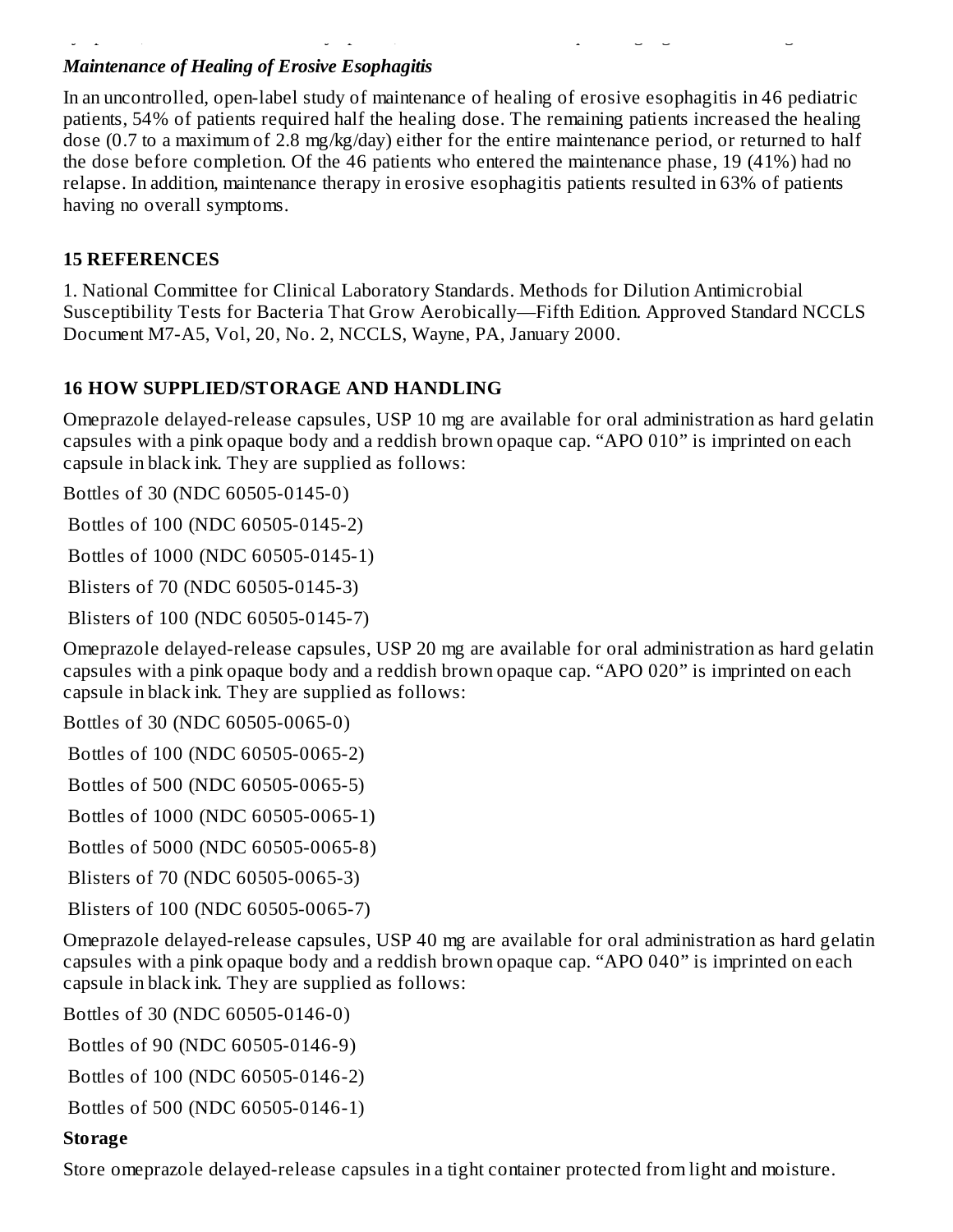### *Maintenance of Healing of Erosive Esophagitis*

In an uncontrolled, open-label study of maintenance of healing of erosive esophagitis in 46 pediatric patients, 54% of patients required half the healing dose. The remaining patients increased the healing dose (0.7 to a maximum of 2.8 mg/kg/day) either for the entire maintenance period, or returned to half the dose before completion. Of the 46 patients who entered the maintenance phase, 19 (41%) had no relapse. In addition, maintenance therapy in erosive esophagitis patients resulted in 63% of patients having no overall symptoms.

## 15 REFERENCES

1. National Committee for Clinical Laboratory Standards. Methods for Dilution Antimicrobial Susceptibility Tests for Bacteria That Grow Aerobically—Fifth Edition. Approved Standard NCCLS Document M7-A5, Vol, 20, No. 2, NCCLS, Wayne, PA, January 2000.

## 16 HOW SUPPLIED/STORAGE AND HANDLING

Omeprazole delayed-release capsules, USP 10 mg are available for oral administration as hard gelatin capsules with a pink opaque body and a reddish brown opaque cap. "APO 010" is imprinted on each capsule in black ink. They are supplied as follows:

Bottles of 30 (NDC 60505-0145-0)

Bottles of 100 (NDC 60505-0145-2)

Bottles of 1000 (NDC 60505-0145-1)

Blisters of 70 (NDC 60505-0145-3)

Blisters of 100 (NDC 60505-0145-7)

Omeprazole delayed-release capsules, USP 20 mg are available for oral administration as hard gelatin capsules with a pink opaque body and a reddish brown opaque cap. "APO 020" is imprinted on each capsule in black ink. They are supplied as follows:

Bottles of 30 (NDC 60505-0065-0)

Bottles of 100 (NDC 60505-0065-2)

Bottles of 500 (NDC 60505-0065-5)

Bottles of 1000 (NDC 60505-0065-1)

Bottles of 5000 (NDC 60505-0065-8)

Blisters of 70 (NDC 60505-0065-3)

Blisters of 100 (NDC 60505-0065-7)

Omeprazole delayed-release capsules, USP 40 mg are available for oral administration as hard gelatin capsules with a pink opaque body and a reddish brown opaque cap. "APO 040" is imprinted on each capsule in black ink. They are supplied as follows:

Bottles of 30 (NDC 60505-0146-0)

Bottles of 90 (NDC 60505-0146-9)

Bottles of 100 (NDC 60505-0146-2)

Bottles of 500 (NDC 60505-0146-1)

**Storage**

Store omeprazole delayed-release capsules in a tight container protected from light and moisture.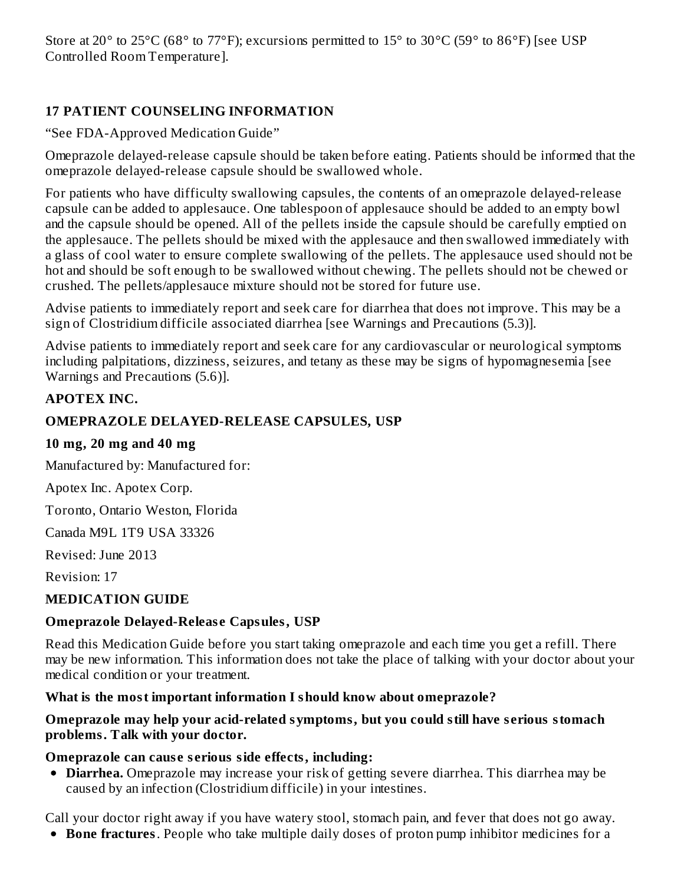Store at 20° to 25°C (68° to 77°F); excursions permitted to 15° to 30°C (59° to 86°F) [see USP Controlled Room Temperature].

## 17 PATIENT COUNSELING INFORMATION

"See FDA-Approved Medication Guide"

Omeprazole delayed-release capsule should be taken before eating. Patients should be informed that the omeprazole delayed-release capsule should be swallowed whole.

For patients who have difficulty swallowing capsules, the contents of an omeprazole delayed-release capsule can be added to applesauce. One tablespoon of applesauce should be added to an empty bowl and the capsule should be opened. All of the pellets inside the capsule should be carefully emptied on the applesauce. The pellets should be mixed with the applesauce and then swallowed immediately with a glass of cool water to ensure complete swallowing of the pellets. The applesauce used should not be hot and should be soft enough to be swallowed without chewing. The pellets should not be chewed or crushed. The pellets/applesauce mixture should not be stored for future use.

Advise patients to immediately report and seek care for diarrhea that does not improve. This may be a sign of Clostridium difficile associated diarrhea [see Warnings and Precautions (5.3)].

Advise patients to immediately report and seek care for any cardiovascular or neurological symptoms including palpitations, dizziness, seizures, and tetany as these may be signs of hypomagnesemia [see Warnings and Precautions (5.6)].

**APOTEX INC.**

**OMEPRAZOLE DELAYED-RELEASE CAPSULES, USP**

**10 mg, 20 mg and 40 mg**

Manufactured by: Manufactured for:

Apotex Inc. Apotex Corp.

Toronto, Ontario Weston, Florida

Canada M9L 1T9 USA 33326

Revised: June 2013

Revision: 17

## MEDICATION GUIDE

**Omeprazole Delayed-Release Capsules, USP**

Read this Medication Guide before you start taking omeprazole and each time you get a refill. There may be new information. This information does not take the place of talking with your doctor about your medical condition or your treatment.

**What is the most important information I should know about omeprazole?**

**Omeprazole may help your acid-related symptoms, but you could still have serious stomach problems. Talk with your doctor.**

**Omeprazole can cause serious side effects, including:**

- **Diarrhea.** Omeprazole may increase your risk of getting severe diarrhea. This diarrhea may be caused by an infection (Clostridium difficile) in your intestines.

Call your doctor right away if you have watery stool, stomach pain, and fever that does not go away.

- **Bone fractures**. People who take multiple daily doses of proton pump inhibitor medicines for a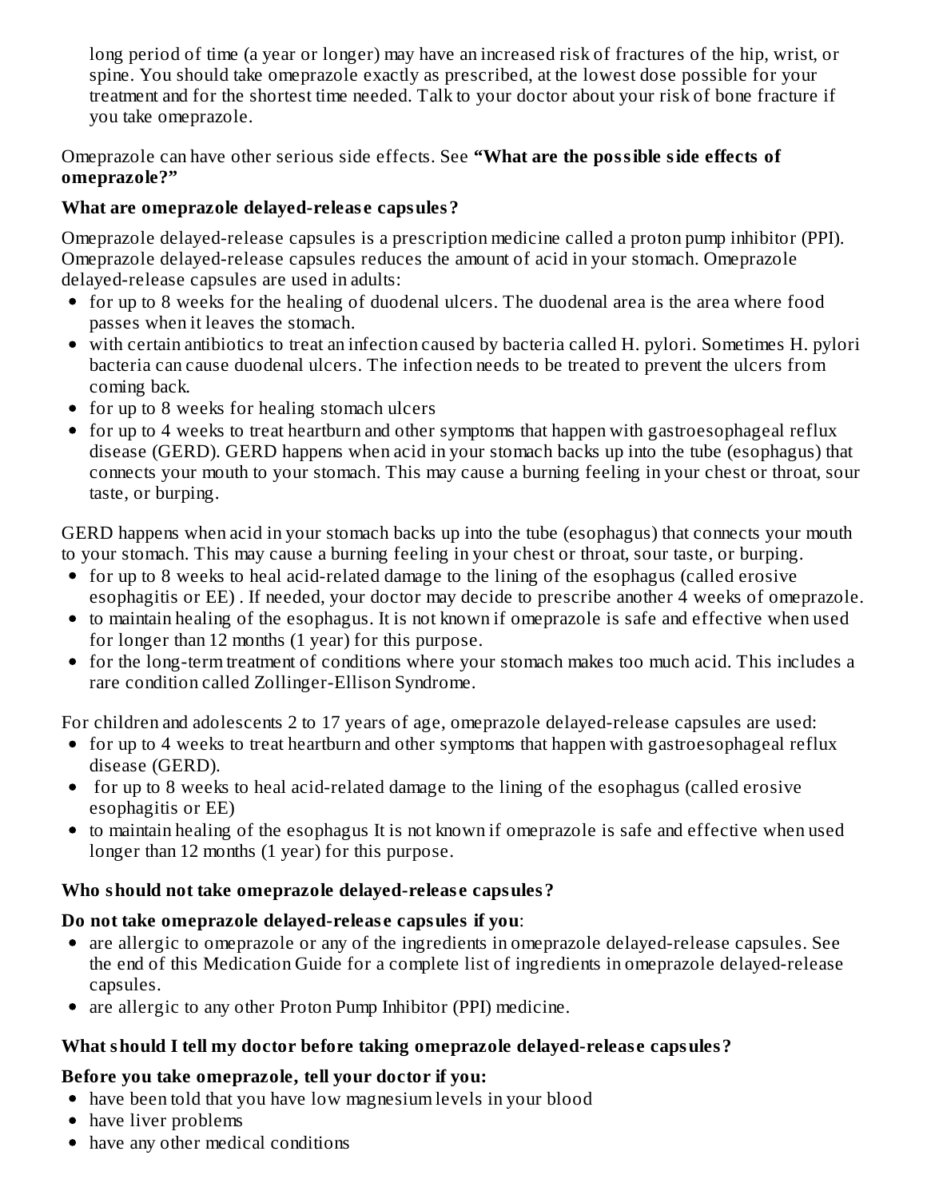long period of time (a year or longer) may have an increased risk of fractures of the hip, wrist, or spine. You should take omeprazole exactly as prescribed, at the lowest dose possible for your treatment and for the shortest time needed. Talk to your doctor about your risk of bone fracture if you take omeprazole.

Omeprazole can have other serious side effects. See **"What are the possible side effects of omeprazole?"**

**What are omeprazole delayed-release capsules?**

Omeprazole delayed-release capsules is a prescription medicine called a proton pump inhibitor (PPI). Omeprazole delayed-release capsules reduces the amount of acid in your stomach. Omeprazole delayed-release capsules are used in adults:

- for up to 8 weeks for the healing of duodenal ulcers. The duodenal area is the area where food passes when it leaves the stomach.
- with certain antibiotics to treat an infection caused by bacteria called H. pylori. Sometimes H. pylori bacteria can cause duodenal ulcers. The infection needs to be treated to prevent the ulcers from coming back.
- for up to 8 weeks for healing stomach ulcers
- for up to 4 weeks to treat heartburn and other symptoms that happen with gastroesophageal reflux disease (GERD). GERD happens when acid in your stomach backs up into the tube (esophagus) that connects your mouth to your stomach. This may cause a burning feeling in your chest or throat, sour taste, or burping.

GERD happens when acid in your stomach backs up into the tube (esophagus) that connects your mouth to your stomach. This may cause a burning feeling in your chest or throat, sour taste, or burping.

- for up to 8 weeks to heal acid-related damage to the lining of the esophagus (called erosive esophagitis or EE) . If needed, your doctor may decide to prescribe another 4 weeks of omeprazole.
- to maintain healing of the esophagus. It is not known if omeprazole is safe and effective when used for longer than 12 months (1 year) for this purpose.
- for the long-term treatment of conditions where your stomach makes too much acid. This includes a rare condition called Zollinger-Ellison Syndrome.

For children and adolescents 2 to 17 years of age, omeprazole delayed-release capsules are used:

- for up to 4 weeks to treat heartburn and other symptoms that happen with gastroesophageal reflux disease (GERD).
- for up to 8 weeks to heal acid-related damage to the lining of the esophagus (called erosive esophagitis or EE)
- to maintain healing of the esophagus It is not known if omeprazole is safe and effective when used longer than 12 months (1 year) for this purpose.

**Who should not take omeprazole delayed-release capsules?**

**Do not take omeprazole delayed-release capsules if you**:

- are allergic to omeprazole or any of the ingredients in omeprazole delayed-release capsules. See the end of this Medication Guide for a complete list of ingredients in omeprazole delayed-release capsules.
- are allergic to any other Proton Pump Inhibitor (PPI) medicine.

**What should I tell my doctor before taking omeprazole delayed-release capsules?**

**Before you take omeprazole, tell your doctor if you:**

- have been told that you have low magnesium levels in your blood
- have liver problems
- have any other medical conditions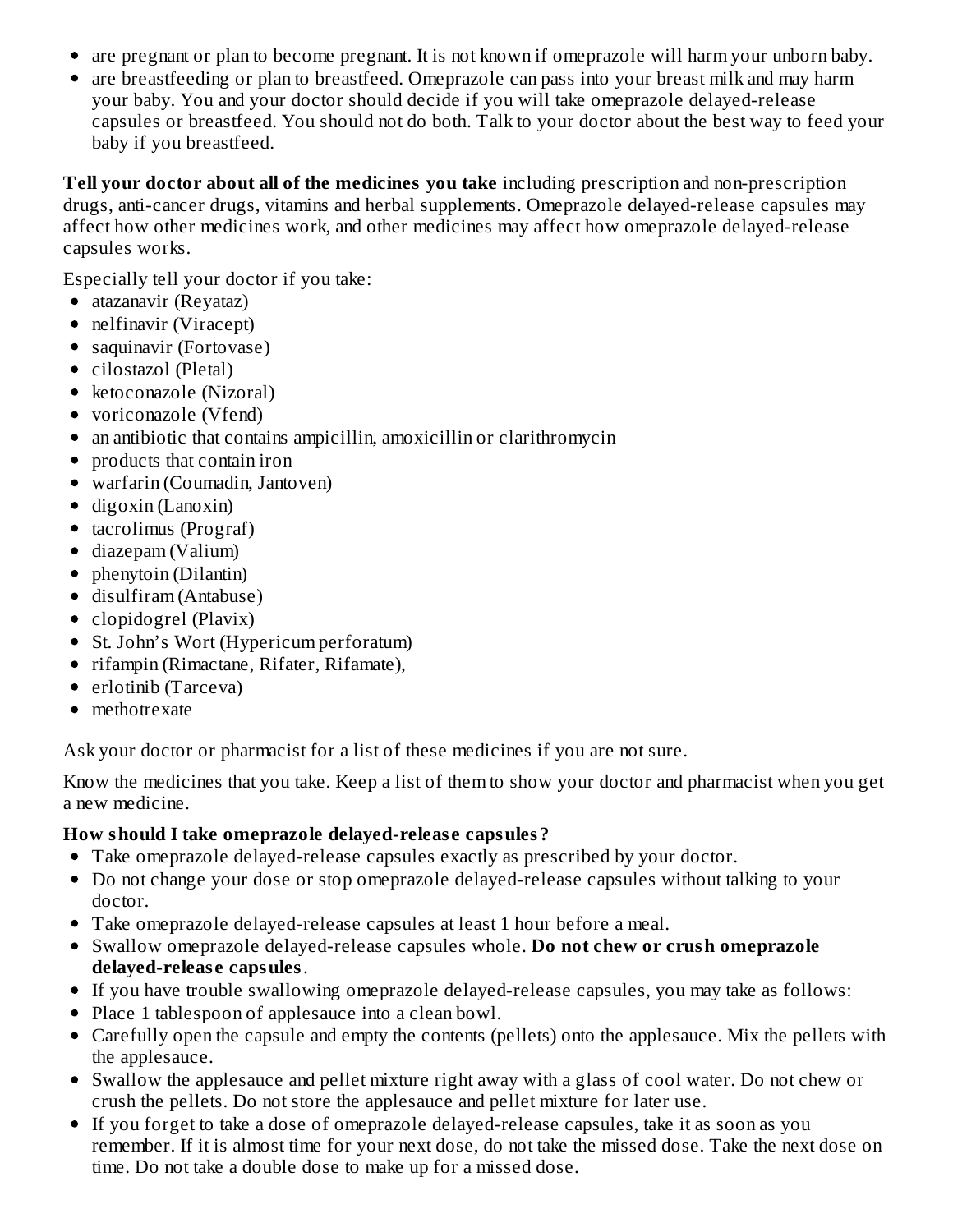- are pregnant or plan to become pregnant. It is not known if omeprazole will harm your unborn baby.
- are breastfeeding or plan to breastfeed. Omeprazole can pass into your breast milk and may harm your baby. You and your doctor should decide if you will take omeprazole delayed-release capsules or breastfeed. You should not do both. Talk to your doctor about the best way to feed your baby if you breastfeed.

**Tell your doctor about all of the medicines you take** including prescription and non-prescription drugs, anti-cancer drugs, vitamins and herbal supplements. Omeprazole delayed-release capsules may affect how other medicines work, and other medicines may affect how omeprazole delayed-release capsules works.

Especially tell your doctor if you take:

- atazanavir (Reyataz)
- nelfinavir (Viracept)
- saquinavir (Fortovase)
- cilostazol (Pletal)
- ketoconazole (Nizoral)
- voriconazole (Vfend)
- an antibiotic that contains ampicillin, amoxicillin or clarithromycin
- products that contain iron
- warfarin (Coumadin, Jantoven)
- digoxin (Lanoxin)
- tacrolimus (Prograf)
- diazepam (Valium)
- phenytoin (Dilantin)
- disulfiram (Antabuse)
- clopidogrel (Plavix)
- St. John's Wort (Hypericum perforatum)
- rifampin (Rimactane, Rifater, Rifamate),
- erlotinib (Tarceva)
- methotrexate

Ask your doctor or pharmacist for a list of these medicines if you are not sure.

Know the medicines that you take. Keep a list of them to show your doctor and pharmacist when you get a new medicine.

**How should I take omeprazole delayed-release capsules?**

- Take omeprazole delayed-release capsules exactly as prescribed by your doctor.
- Do not change your dose or stop omeprazole delayed-release capsules without talking to your doctor.
- Take omeprazole delayed-release capsules at least 1 hour before a meal.
- Swallow omeprazole delayed-release capsules whole. **Do not chew or crush omeprazole delayed-release capsules**.
- If you have trouble swallowing omeprazole delayed-release capsules, you may take as follows:
- Place 1 tablespoon of applesauce into a clean bowl.
- Carefully open the capsule and empty the contents (pellets) onto the applesauce. Mix the pellets with the applesauce.
- Swallow the applesauce and pellet mixture right away with a glass of cool water. Do not chew or crush the pellets. Do not store the applesauce and pellet mixture for later use.
- If you forget to take a dose of omeprazole delayed-release capsules, take it as soon as you remember. If it is almost time for your next dose, do not take the missed dose. Take the next dose on time. Do not take a double dose to make up for a missed dose.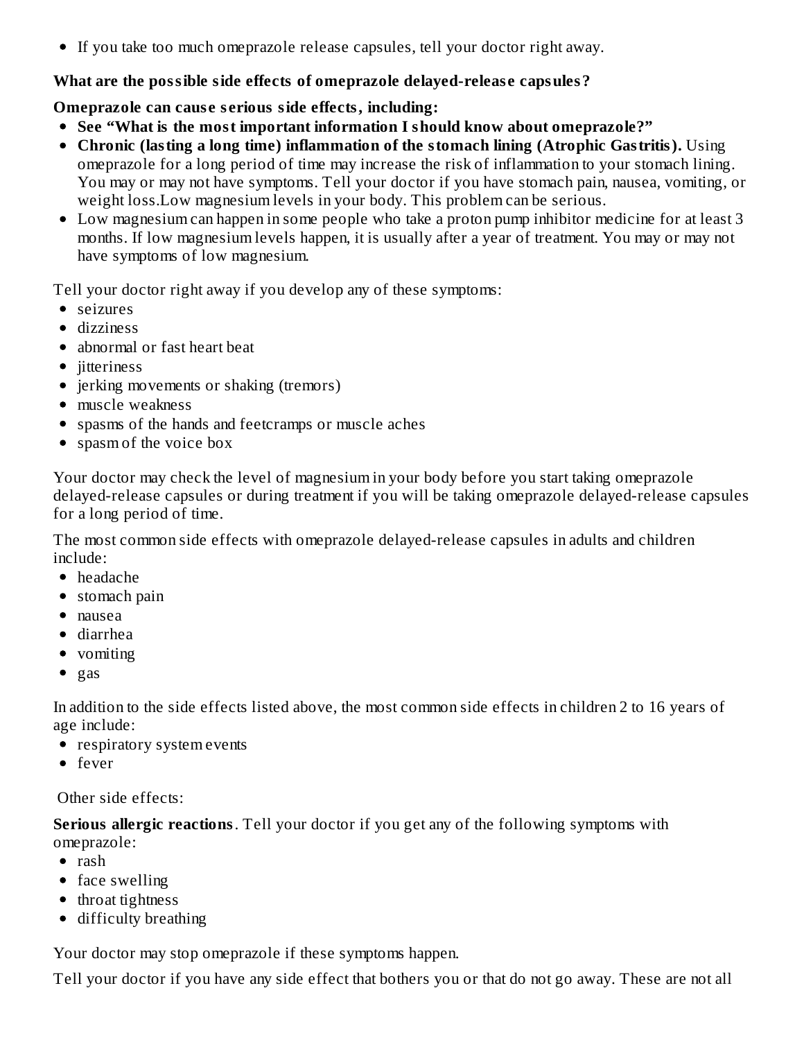- If you take too much omeprazole release capsules, tell your doctor right away.

**What are the possible side effects of omeprazole delayed-release capsules?**

**Omeprazole can cause serious side effects, including:**

- **See "What is the most important information I should know about omeprazole?"**
- **Chronic (lasting a long time) inflammation of the stomach lining (Atrophic Gastritis).** Using omeprazole for a long period of time may increase the risk of inflammation to your stomach lining. You may or may not have symptoms. Tell your doctor if you have stomach pain, nausea, vomiting, or weight loss.Low magnesium levels in your body. This problem can be serious.
- Low magnesium can happen in some people who take a proton pump inhibitor medicine for at least 3 months. If low magnesium levels happen, it is usually after a year of treatment. You may or may not have symptoms of low magnesium.

Tell your doctor right away if you develop any of these symptoms:

- seizures
- dizziness
- abnormal or fast heart beat
- jitteriness
- jerking movements or shaking (tremors)
- muscle weakness
- spasms of the hands and feetcramps or muscle aches
- spasm of the voice box

Your doctor may check the level of magnesium in your body before you start taking omeprazole delayed-release capsules or during treatment if you will be taking omeprazole delayed-release capsules for a long period of time.

The most common side effects with omeprazole delayed-release capsules in adults and children include:

- headache
- stomach pain
- nausea
- diarrhea
- vomiting
- gas

In addition to the side effects listed above, the most common side effects in children 2 to 16 years of age include:

- respiratory system events
- fever

Other side effects:

**Serious allergic reactions**. Tell your doctor if you get any of the following symptoms with omeprazole:

- rash
- face swelling
- throat tightness
- difficulty breathing

Your doctor may stop omeprazole if these symptoms happen.

Tell your doctor if you have any side effect that bothers you or that do not go away. These are not all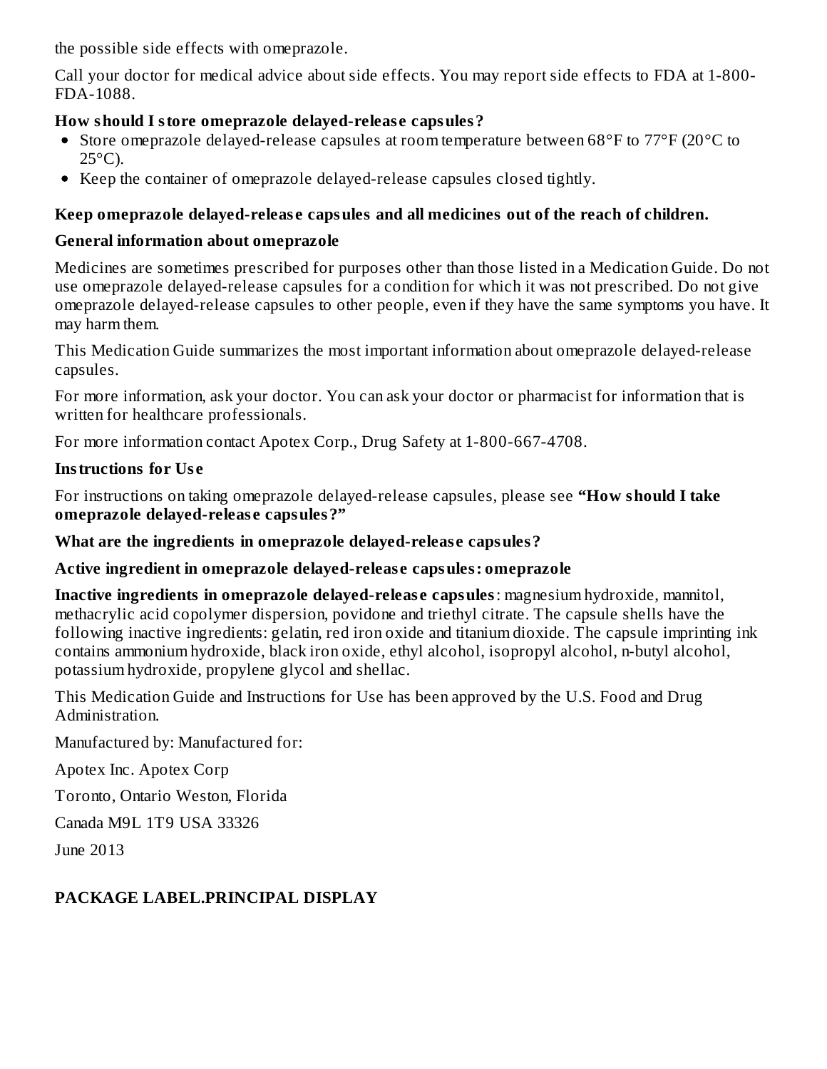the possible side effects with omeprazole.

Call your doctor for medical advice about side effects. You may report side effects to FDA at 1-800-FDA-1088.

**How should I store omeprazole delayed-release capsules?**

- Store omeprazole delayed-release capsules at room temperature between 68°F to 77°F (20°C to 25°C).
- Keep the container of omeprazole delayed-release capsules closed tightly.

**Keep omeprazole delayed-release capsules and all medicines out of the reach of children.**

**General information about omeprazole**

Medicines are sometimes prescribed for purposes other than those listed in a Medication Guide. Do not use omeprazole delayed-release capsules for a condition for which it was not prescribed. Do not give omeprazole delayed-release capsules to other people, even if they have the same symptoms you have. It may harm them.

This Medication Guide summarizes the most important information about omeprazole delayed-release capsules.

For more information, ask your doctor. You can ask your doctor or pharmacist for information that is written for healthcare professionals.

For more information contact Apotex Corp., Drug Safety at 1-800-667-4708.

**Instructions for Use**

For instructions on taking omeprazole delayed-release capsules, please see **"How should I take omeprazole delayed-release capsules?"**

**What are the ingredients in omeprazole delayed-release capsules?**

**Active ingredient in omeprazole delayed-release capsules: omeprazole**

**Inactive ingredients in omeprazole delayed-release capsules**: magnesium hydroxide, mannitol, methacrylic acid copolymer dispersion, povidone and triethyl citrate. The capsule shells have the following inactive ingredients: gelatin, red iron oxide and titanium dioxide. The capsule imprinting ink contains ammonium hydroxide, black iron oxide, ethyl alcohol, isopropyl alcohol, n-butyl alcohol, potassium hydroxide, propylene glycol and shellac.

This Medication Guide and Instructions for Use has been approved by the U.S. Food and Drug Administration.

Manufactured by: Manufactured for:

Apotex Inc. Apotex Corp

Toronto, Ontario Weston, Florida

Canada M9L 1T9 USA 33326

June 2013

**PACKAGE LABEL.PRINCIPAL DISPLAY**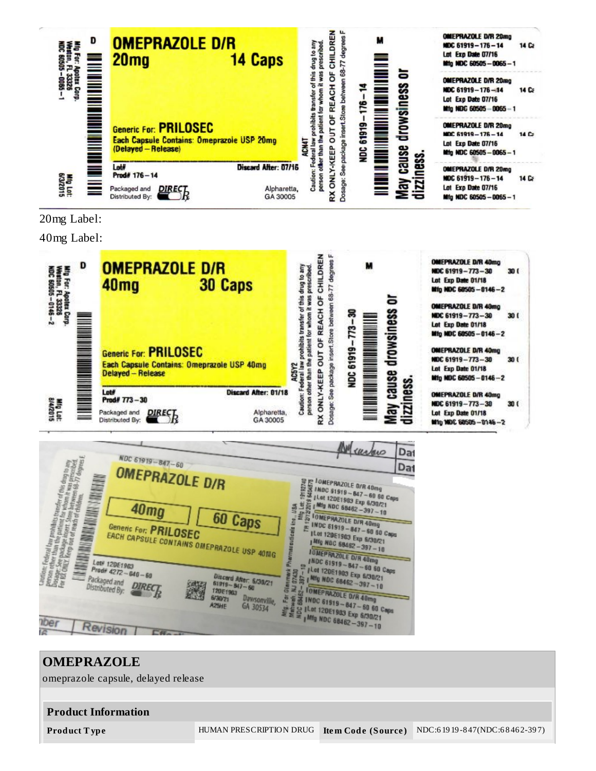OMEPRAZOLE D/R
20mg 14 Caps

Generic For: PRILOSEC
Each Capsule Contains: Omeprazole USP 20mg
(Delayed – Release)

Lot#
Prod# 176 – 14
Discard After: 07/16

Packaged and Distributed By: DIRECT Rx
Alpharetta, GA 30005

Mfg For: Apotex Corp. Weston, FL 33326
NDC 60505 – 0065 – 1

Mfg Lot: 6/3/2015

Caution: Federal law prohibits transfer of this drug to any person other than the patient for whom it was prescribed.
RX ONLY-KEEP OUT OF REACH OF CHILDREN
Dosage: See package insert. Store between 68-77 degrees F

ACN4T

NDC 61919 – 176 – 14

May cause drowsiness or dizziness.

OMEPRAZOLE D/R 20mg
NDC 61919 – 176 – 14 14 Caps
Lot Exp Date 07/16
Mfg NDC 60505 – 0065 – 1

20mg Label:

40mg Label:

OMEPRAZOLE D/R
40mg 30 Caps

Generic For: PRILOSEC
Each Capsule Contains: Omeprazole USP 40mg
Delayed – Release

Lot#
Prod# 773 – 30
Discard After: 01/18

Packaged and Distributed By: DIRECT Rx
Alpharetta, GA 30005

Mfg For: Apotex Corp. Weston, FL 33326
NDC 60505 – 0146 – 2

Mfg Lot: 8/4/2015

Caution: Federal law prohibits transfer of this drug to any person other than the patient for whom it was prescribed.
RX ONLY-KEEP OUT OF REACH OF CHILDREN
Dosage: See package insert. Store between 68-77 degrees F

AC5Y2

NDC 61919 – 773 – 30

May cause drowsiness or dizziness.

OMEPRAZOLE D/R 40mg
NDC 61919 – 773 – 30 30 Caps
Lot Exp Date 01/18
Mfg NDC 60505 – 0146 – 2

NDC 61919 – 847 – 60
OMEPRAZOLE D/R
40mg 60 Caps

Generic For: PRILOSEC
EACH CAPSULE CONTAINS OMEPRAZOLE USP 40MG

Lot# 12DE1903
Prod# 4272 – 840 – 60

Packaged and Distributed By: DIRECT Rx

Discard After: 6/30/21
61919 – 847 – 60
12DE1903
6/30/21
A25HE

Dawsonville, GA 30534

Mfg. For Glenmark Pharmaceuticals Inc., USA Mahwah, NJ 07430
NDC 68462 – 397 – 10
Mfg Lot: 19160740
TR 12/12/2019

OMEPRAZOLE D/R 40mg
NDC 61919 – 847 – 60 60 Caps
Lot 12DE1903 Exp 6/30/21
Mfg NDC 68462 – 397 – 10

Caution: Federal law prohibits transfer of this drug to any person other than the patient for whom it was prescribed. Dosage: See package insert. Store between 68-77 degrees F. For Rx ONLY. Keep out of reach of children.

| **OMEPRAZOLE** | | | |
|---|---|---|---|
| omeprazole capsule, delayed release | | | |
| **Product Information** | | | |
| **Product Type** | HUMAN PRESCRIPTION DRUG | **Item Code (Source)** | NDC:61919-847(NDC:68462-397) |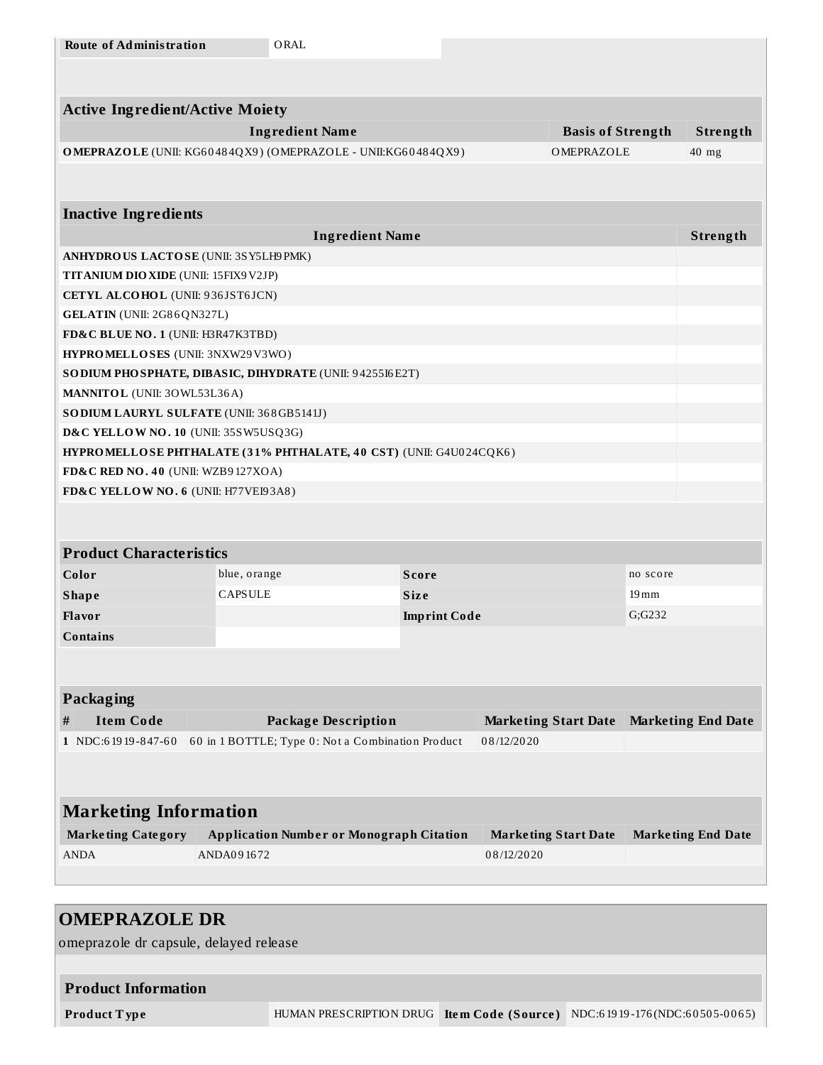| Route of Administration | ORAL |
|---|---|

| Active Ingredient/Active Moiety | | |
|---|---|---|
| **Ingredient Name** | **Basis of Strength** | **Strength** |
| **OMEPRAZOLE** (UNII: KG60484QX9) (OMEPRAZOLE - UNII:KG60484QX9) | OMEPRAZOLE | 40 mg |

| Inactive Ingredients | |
|---|---|
| **Ingredient Name** | **Strength** |
| **ANHYDROUS LACTOSE** (UNII: 3SY5LH9PMK) | |
| **TITANIUM DIOXIDE** (UNII: 15FIX9V2JP) | |
| **CETYL ALCOHOL** (UNII: 936JST6JCN) | |
| **GELATIN** (UNII: 2G86QN327L) | |
| **FD&C BLUE NO. 1** (UNII: H3R47K3TBD) | |
| **HYPROMELLOSES** (UNII: 3NXW29V3WO) | |
| **SODIUM PHOSPHATE, DIBASIC, DIHYDRATE** (UNII: 94255I6E2T) | |
| **MANNITOL** (UNII: 3OWL53L36A) | |
| **SODIUM LAURYL SULFATE** (UNII: 368GB5141J) | |
| **D&C YELLOW NO. 10** (UNII: 35SW5USQ3G) | |
| **HYPROMELLOSE PHTHALATE (31% PHTHALATE, 40 CST)** (UNII: G4U024CQK6) | |
| **FD&C RED NO. 40** (UNII: WZB9127XOA) | |
| **FD&C YELLOW NO. 6** (UNII: H77VEI93A8) | |

| Product Characteristics | | | |
|---|---|---|---|
| **Color** | blue, orange | **Score** | no score |
| **Shape** | CAPSULE | **Size** | 19mm |
| **Flavor** | | **Imprint Code** | G;G232 |
| **Contains** | | | |

| Packaging | | | | |
|---|---|---|---|---|
| **#** | **Item Code** | **Package Description** | **Marketing Start Date** | **Marketing End Date** |
| 1 | NDC:61919-847-60 | 60 in 1 BOTTLE; Type 0: Not a Combination Product | 08/12/2020 | |

| Marketing Information | | | |
|---|---|---|---|
| **Marketing Category** | **Application Number or Monograph Citation** | **Marketing Start Date** | **Marketing End Date** |
| ANDA | ANDA091672 | 08/12/2020 | |

## OMEPRAZOLE DR

omeprazole dr capsule, delayed release

| Product Information | | | |
|---|---|---|---|
| **Product Type** | HUMAN PRESCRIPTION DRUG | **Item Code (Source)** | NDC:61919-176(NDC:60505-0065) |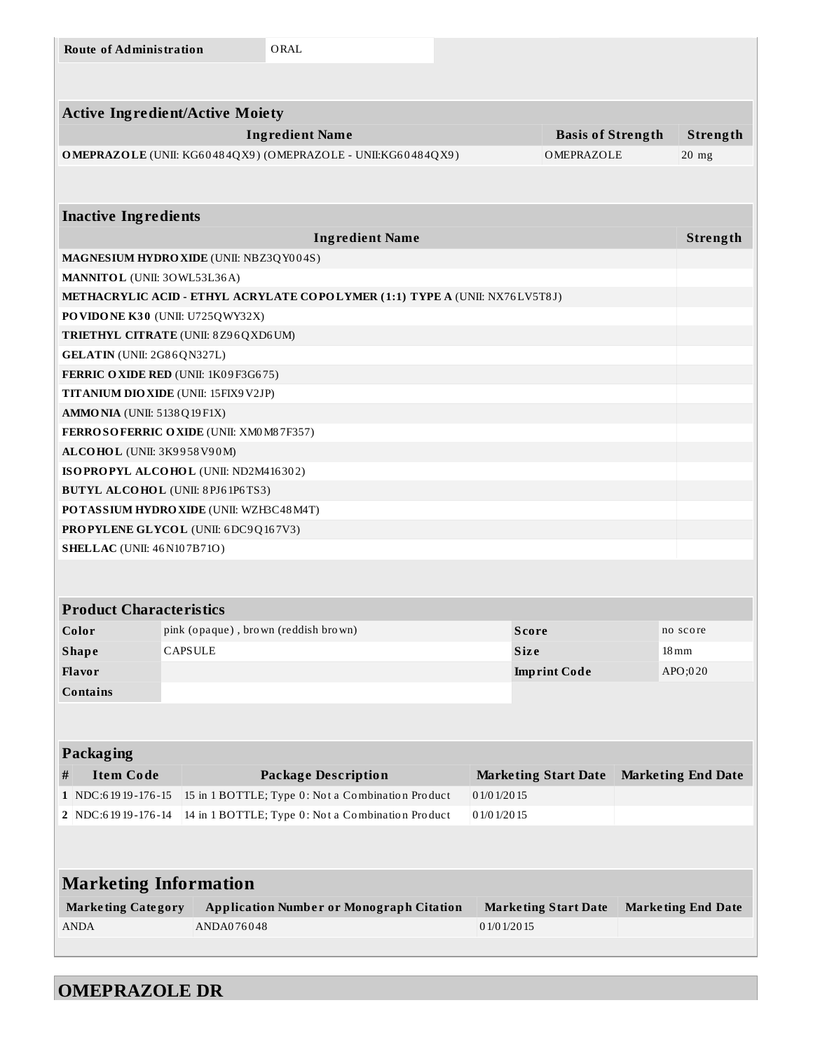| Route of Administration | ORAL |
|---|---|

| Active Ingredient/Active Moiety | | |
|---|---|---|
| Ingredient Name | Basis of Strength | Strength |
| **OMEPRAZOLE** (UNII: KG60484QX9) (OMEPRAZOLE - UNII:KG60484QX9) | OMEPRAZOLE | 20 mg |

| Inactive Ingredients | |
|---|---|
| Ingredient Name | Strength |
| **MAGNESIUM HYDROXIDE** (UNII: NBZ3QY004S) | |
| **MANNITOL** (UNII: 3OWL53L36A) | |
| **METHACRYLIC ACID - ETHYL ACRYLATE COPOLYMER (1:1) TYPE A** (UNII: NX76LV5T8J) | |
| **POVIDONE K30** (UNII: U725QWY32X) | |
| **TRIETHYL CITRATE** (UNII: 8Z96QXD6UM) | |
| **GELATIN** (UNII: 2G86QN327L) | |
| **FERRIC OXIDE RED** (UNII: 1K09F3G675) | |
| **TITANIUM DIOXIDE** (UNII: 15FIX9V2JP) | |
| **AMMONIA** (UNII: 5138Q19F1X) | |
| **FERROSOFERRIC OXIDE** (UNII: XM0M87F357) | |
| **ALCOHOL** (UNII: 3K9958V90M) | |
| **ISOPROPYL ALCOHOL** (UNII: ND2M416302) | |
| **BUTYL ALCOHOL** (UNII: 8PJ61P6TS3) | |
| **POTASSIUM HYDROXIDE** (UNII: WZH3C48M4T) | |
| **PROPYLENE GLYCOL** (UNII: 6DC9Q167V3) | |
| **SHELLAC** (UNII: 46N107B71O) | |

| Product Characteristics | | | |
|---|---|---|---|
| **Color** | pink (opaque) , brown (reddish brown) | **Score** | no score |
| **Shape** | CAPSULE | **Size** | 18mm |
| **Flavor** | | **Imprint Code** | APO;020 |
| **Contains** | | | |

| Packaging | | | | |
|---|---|---|---|---|
| # | Item Code | Package Description | Marketing Start Date | Marketing End Date |
| 1 | NDC:61919-176-15 | 15 in 1 BOTTLE; Type 0: Not a Combination Product | 01/01/2015 | |
| 2 | NDC:61919-176-14 | 14 in 1 BOTTLE; Type 0: Not a Combination Product | 01/01/2015 | |

| Marketing Information | | | |
|---|---|---|---|
| Marketing Category | Application Number or Monograph Citation | Marketing Start Date | Marketing End Date |
| ANDA | ANDA076048 | 01/01/2015 | |

# OMEPRAZOLE DR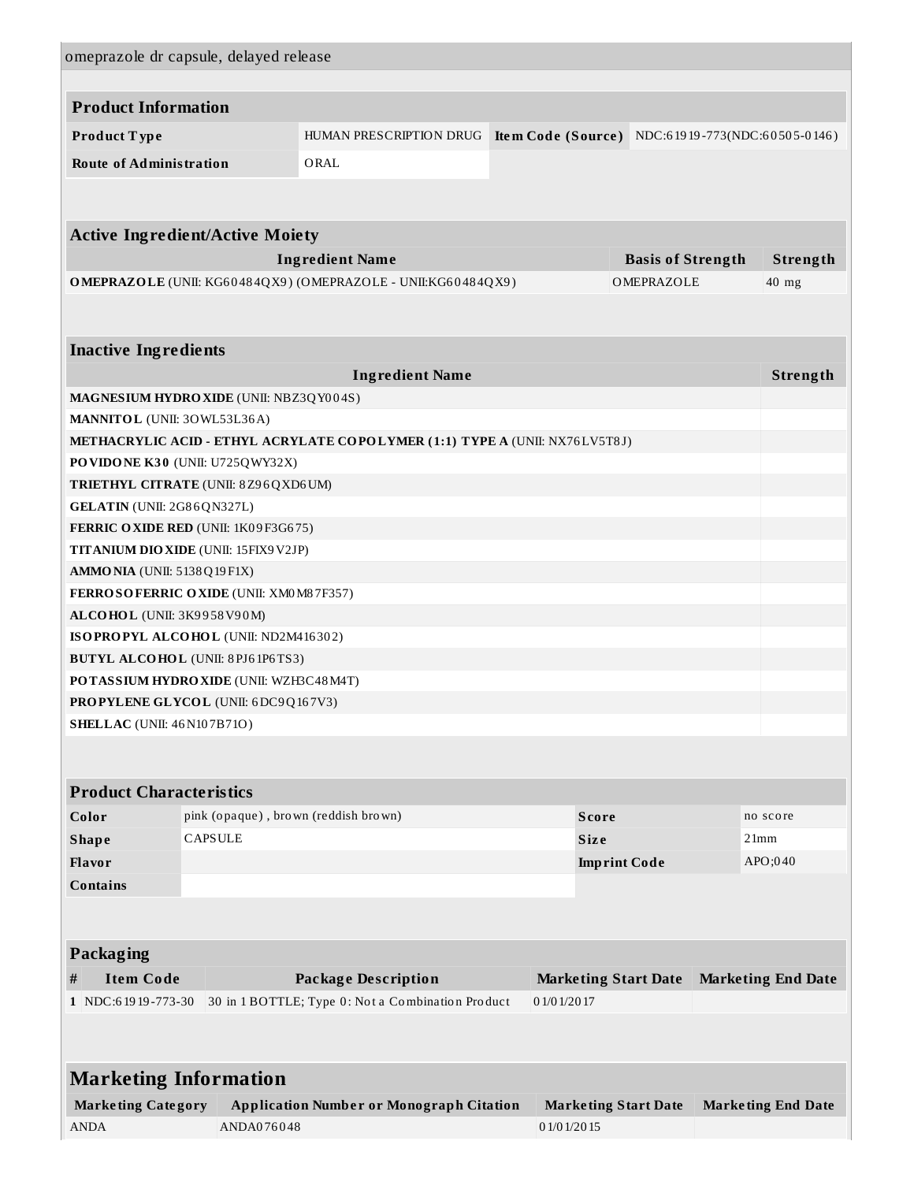omeprazole dr capsule, delayed release

## Product Information

| | | | |
|---|---|---|---|
| **Product Type** | HUMAN PRESCRIPTION DRUG | **Item Code (Source)** | NDC:61919-773(NDC:60505-0146) |
| **Route of Administration** | ORAL | | |

## Active Ingredient/Active Moiety

| Ingredient Name | Basis of Strength | Strength |
|---|---|---|
| **OMEPRAZOLE** (UNII: KG60484QX9) (OMEPRAZOLE - UNII:KG60484QX9) | OMEPRAZOLE | 40 mg |

## Inactive Ingredients

| Ingredient Name | Strength |
|---|---|
| **MAGNESIUM HYDROXIDE** (UNII: NBZ3QY004S) | |
| **MANNITOL** (UNII: 3OWL53L36A) | |
| **METHACRYLIC ACID - ETHYL ACRYLATE COPOLYMER (1:1) TYPE A** (UNII: NX76LV5T8J) | |
| **POVIDONE K30** (UNII: U725QWY32X) | |
| **TRIETHYL CITRATE** (UNII: 8Z96QXD6UM) | |
| **GELATIN** (UNII: 2G86QN327L) | |
| **FERRIC OXIDE RED** (UNII: 1K09F3G675) | |
| **TITANIUM DIOXIDE** (UNII: 15FIX9V2JP) | |
| **AMMONIA** (UNII: 5138Q19F1X) | |
| **FERROSOFERRIC OXIDE** (UNII: XM0M87F357) | |
| **ALCOHOL** (UNII: 3K9958V90M) | |
| **ISOPROPYL ALCOHOL** (UNII: ND2M416302) | |
| **BUTYL ALCOHOL** (UNII: 8PJ61P6TS3) | |
| **POTASSIUM HYDROXIDE** (UNII: WZH3C48M4T) | |
| **PROPYLENE GLYCOL** (UNII: 6DC9Q167V3) | |
| **SHELLAC** (UNII: 46N107B71O) | |

## Product Characteristics

| | | | |
|---|---|---|---|
| **Color** | pink (opaque) , brown (reddish brown) | **Score** | no score |
| **Shape** | CAPSULE | **Size** | 21mm |
| **Flavor** | | **Imprint Code** | APO;040 |
| **Contains** | | | |

## Packaging

| # | Item Code | Package Description | Marketing Start Date | Marketing End Date |
|---|---|---|---|---|
| 1 | NDC:61919-773-30 | 30 in 1 BOTTLE; Type 0: Not a Combination Product | 01/01/2017 | |

## Marketing Information

| Marketing Category | Application Number or Monograph Citation | Marketing Start Date | Marketing End Date |
|---|---|---|---|
| ANDA | ANDA076048 | 01/01/2015 | |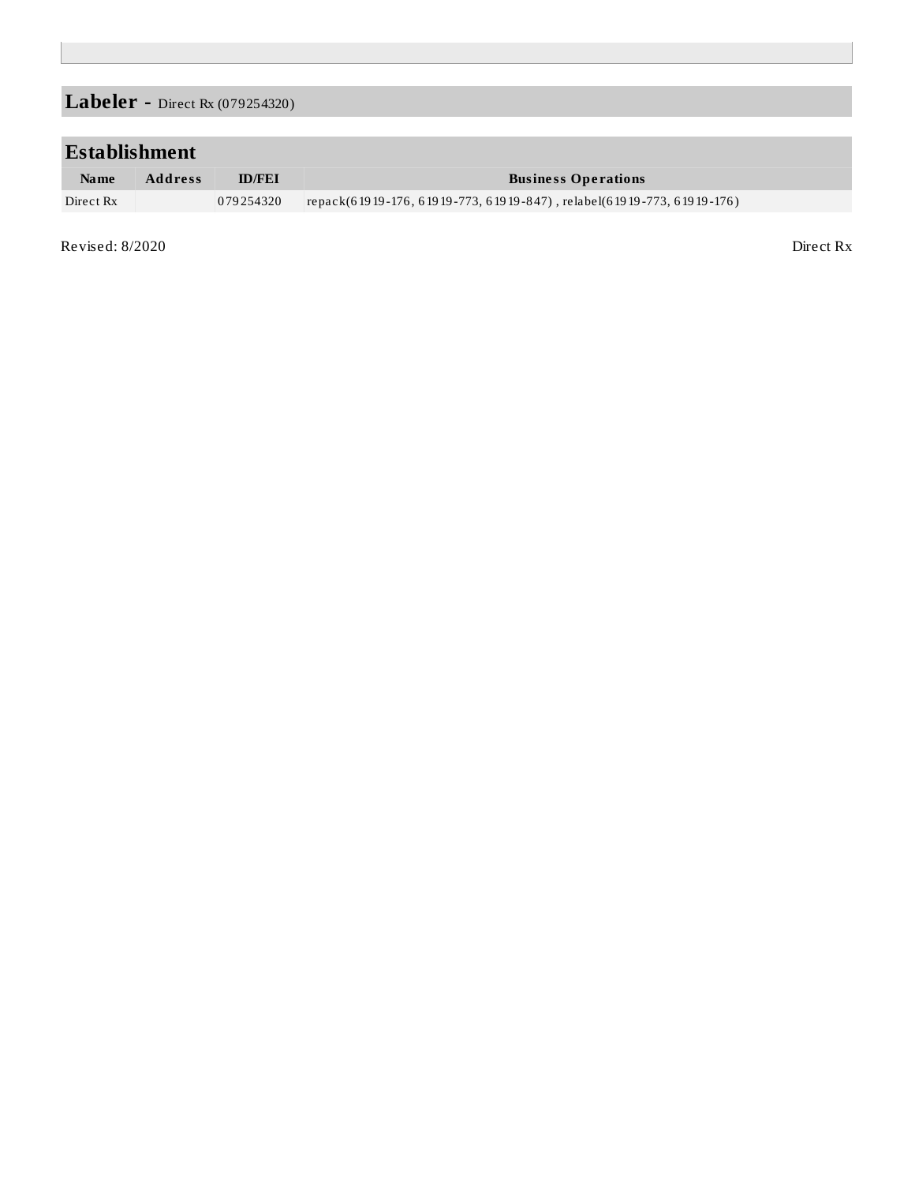## Labeler - Direct Rx (079254320)

## Establishment

| Name | Address | ID/FEI | Business Operations |
|---|---|---|---|
| Direct Rx | | 079254320 | repack(61919-176, 61919-773, 61919-847) , relabel(61919-773, 61919-176) |

Revised: 8/2020

Direct Rx